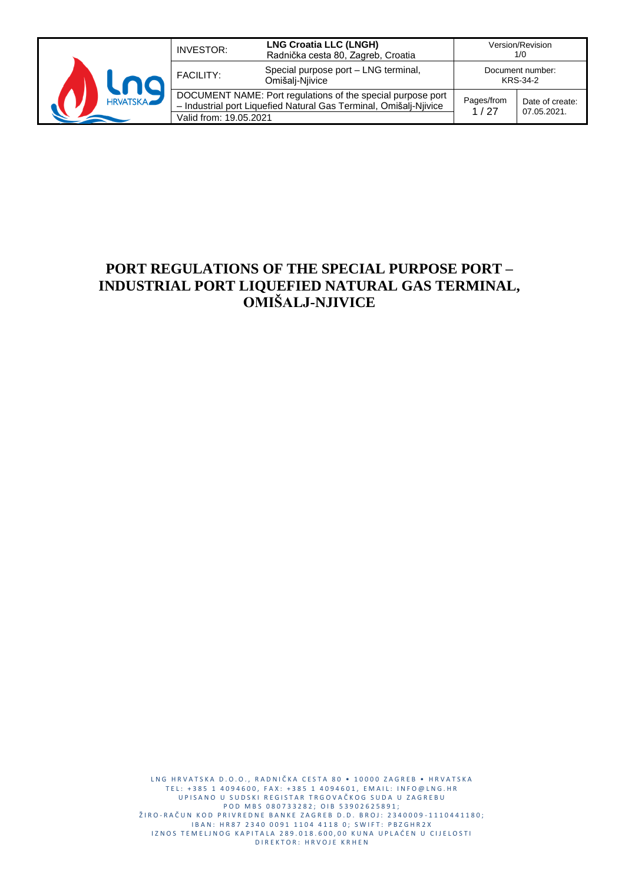| INVESTOR: | **LNG Croatia LLC (LNGH)** Radnička cesta 80, Zagreb, Croatia | Version/Revision 1/0 | |
|---|---|---|---|
| FACILITY: | Special purpose port – LNG terminal, Omišalj-Njivice | Document number: KRS-34-2 | |
| DOCUMENT NAME: Port regulations of the special purpose port – Industrial port Liquefied Natural Gas Terminal, Omišalj-Njivice | | Pages/from 1 / 27 | Date of create: 07.05.2021. |
| Valid from: 19.05.2021 | | | |

# PORT REGULATIONS OF THE SPECIAL PURPOSE PORT – INDUSTRIAL PORT LIQUEFIED NATURAL GAS TERMINAL, OMIŠALJ-NJIVICE

LNG HRVATSKA D.O.O., RADNIČKA CESTA 80 • 10000 ZAGREB • HRVATSKA
TEL: +385 1 4094600, FAX: +385 1 4094601, EMAIL: INFO@LNG.HR
UPISANO U SUDSKI REGISTAR TRGOVAČKOG SUDA U ZAGREBU
POD MBS 080733282; OIB 53902625891;
ŽIRO-RAČUN KOD PRIVREDNE BANKE ZAGREB D.D. BROJ: 2340009-1110441180;
IBAN: HR87 2340 0091 1104 4118 0; SWIFT: PBZGHR2X
IZNOS TEMELJNOG KAPITALA 289.018.600,00 KUNA UPLAĆEN U CIJELOSTI
DIREKTOR: HRVOJE KRHEN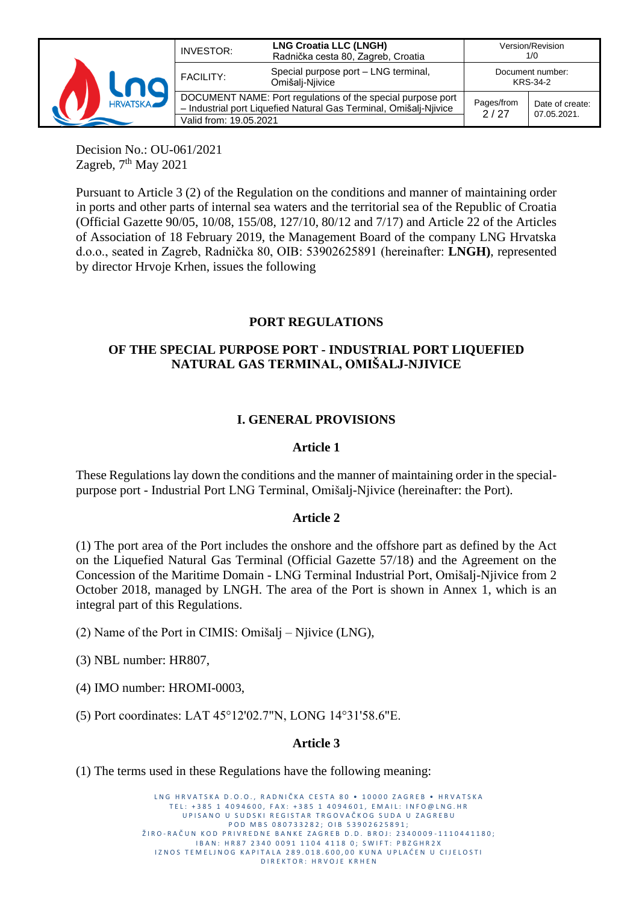Decision No.: OU-061/2021
Zagreb, 7th May 2021

Pursuant to Article 3 (2) of the Regulation on the conditions and manner of maintaining order in ports and other parts of internal sea waters and the territorial sea of the Republic of Croatia (Official Gazette 90/05, 10/08, 155/08, 127/10, 80/12 and 7/17) and Article 22 of the Articles of Association of 18 February 2019, the Management Board of the company LNG Hrvatska d.o.o., seated in Zagreb, Radnička 80, OIB: 53902625891 (hereinafter: **LNGH)**, represented by director Hrvoje Krhen, issues the following

# PORT REGULATIONS

# OF THE SPECIAL PURPOSE PORT - INDUSTRIAL PORT LIQUEFIED NATURAL GAS TERMINAL, OMIŠALJ-NJIVICE

## I. GENERAL PROVISIONS

### Article 1

These Regulations lay down the conditions and the manner of maintaining order in the special-purpose port - Industrial Port LNG Terminal, Omišalj-Njivice (hereinafter: the Port).

### Article 2

(1) The port area of the Port includes the onshore and the offshore part as defined by the Act on the Liquefied Natural Gas Terminal (Official Gazette 57/18) and the Agreement on the Concession of the Maritime Domain - LNG Terminal Industrial Port, Omišalj-Njivice from 2 October 2018, managed by LNGH. The area of the Port is shown in Annex 1, which is an integral part of this Regulations.

(2) Name of the Port in CIMIS: Omišalj – Njivice (LNG),

(3) NBL number: HR807,

(4) IMO number: HROMI-0003,

(5) Port coordinates: LAT 45°12'02.7"N, LONG 14°31'58.6"E.

### Article 3

(1) The terms used in these Regulations have the following meaning: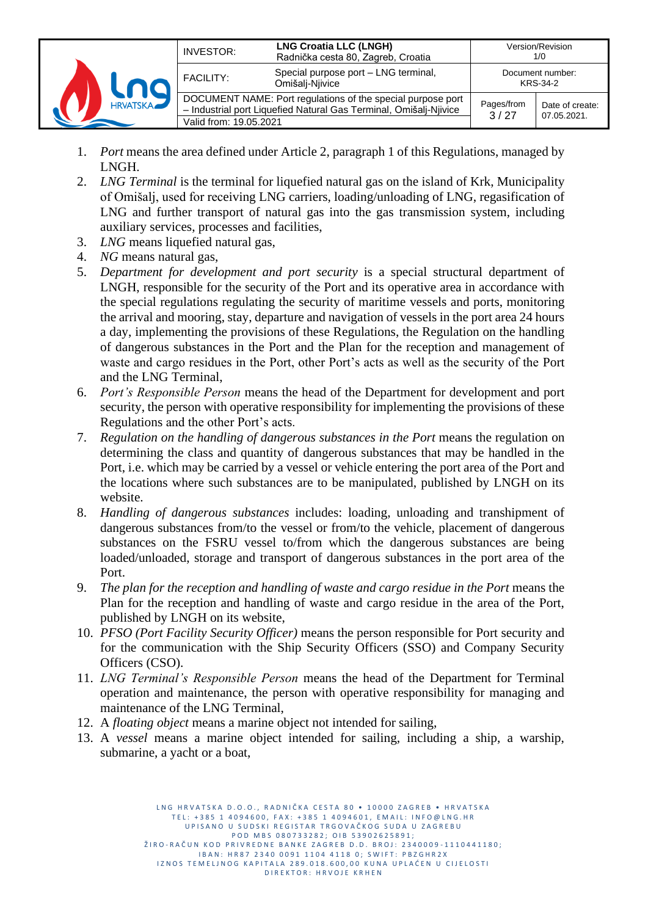1. *Port* means the area defined under Article 2, paragraph 1 of this Regulations, managed by LNGH.
2. *LNG Terminal* is the terminal for liquefied natural gas on the island of Krk, Municipality of Omišalj, used for receiving LNG carriers, loading/unloading of LNG, regasification of LNG and further transport of natural gas into the gas transmission system, including auxiliary services, processes and facilities,
3. *LNG* means liquefied natural gas,
4. *NG* means natural gas,
5. *Department for development and port security* is a special structural department of LNGH, responsible for the security of the Port and its operative area in accordance with the special regulations regulating the security of maritime vessels and ports, monitoring the arrival and mooring, stay, departure and navigation of vessels in the port area 24 hours a day, implementing the provisions of these Regulations, the Regulation on the handling of dangerous substances in the Port and the Plan for the reception and management of waste and cargo residues in the Port, other Port's acts as well as the security of the Port and the LNG Terminal,
6. *Port's Responsible Person* means the head of the Department for development and port security, the person with operative responsibility for implementing the provisions of these Regulations and the other Port's acts.
7. *Regulation on the handling of dangerous substances in the Port* means the regulation on determining the class and quantity of dangerous substances that may be handled in the Port, i.e. which may be carried by a vessel or vehicle entering the port area of the Port and the locations where such substances are to be manipulated, published by LNGH on its website.
8. *Handling of dangerous substances* includes: loading, unloading and transhipment of dangerous substances from/to the vessel or from/to the vehicle, placement of dangerous substances on the FSRU vessel to/from which the dangerous substances are being loaded/unloaded, storage and transport of dangerous substances in the port area of the Port.
9. *The plan for the reception and handling of waste and cargo residue in the Port* means the Plan for the reception and handling of waste and cargo residue in the area of the Port, published by LNGH on its website,
10. *PFSO (Port Facility Security Officer)* means the person responsible for Port security and for the communication with the Ship Security Officers (SSO) and Company Security Officers (CSO).
11. *LNG Terminal's Responsible Person* means the head of the Department for Terminal operation and maintenance, the person with operative responsibility for managing and maintenance of the LNG Terminal,
12. A *floating object* means a marine object not intended for sailing,
13. A *vessel* means a marine object intended for sailing, including a ship, a warship, submarine, a yacht or a boat,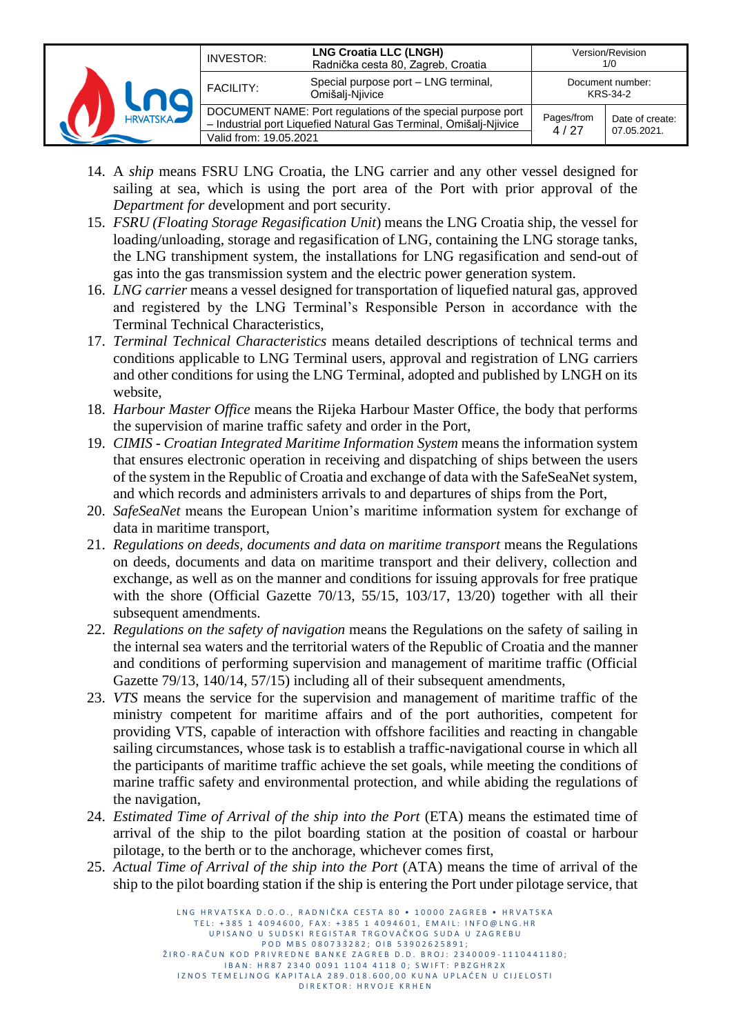14. A *ship* means FSRU LNG Croatia, the LNG carrier and any other vessel designed for sailing at sea, which is using the port area of the Port with prior approval of the *Department for d*evelopment and port security.
15. *FSRU (Floating Storage Regasification Unit*) means the LNG Croatia ship, the vessel for loading/unloading, storage and regasification of LNG, containing the LNG storage tanks, the LNG transhipment system, the installations for LNG regasification and send-out of gas into the gas transmission system and the electric power generation system.
16. *LNG carrier* means a vessel designed for transportation of liquefied natural gas, approved and registered by the LNG Terminal's Responsible Person in accordance with the Terminal Technical Characteristics,
17. *Terminal Technical Characteristics* means detailed descriptions of technical terms and conditions applicable to LNG Terminal users, approval and registration of LNG carriers and other conditions for using the LNG Terminal, adopted and published by LNGH on its website,
18. *Harbour Master Office* means the Rijeka Harbour Master Office, the body that performs the supervision of marine traffic safety and order in the Port,
19. *CIMIS - Croatian Integrated Maritime Information System* means the information system that ensures electronic operation in receiving and dispatching of ships between the users of the system in the Republic of Croatia and exchange of data with the SafeSeaNet system, and which records and administers arrivals to and departures of ships from the Port,
20. *SafeSeaNet* means the European Union's maritime information system for exchange of data in maritime transport,
21. *Regulations on deeds, documents and data on maritime transport* means the Regulations on deeds, documents and data on maritime transport and their delivery, collection and exchange, as well as on the manner and conditions for issuing approvals for free pratique with the shore (Official Gazette 70/13, 55/15, 103/17, 13/20) together with all their subsequent amendments.
22. *Regulations on the safety of navigation* means the Regulations on the safety of sailing in the internal sea waters and the territorial waters of the Republic of Croatia and the manner and conditions of performing supervision and management of maritime traffic (Official Gazette 79/13, 140/14, 57/15) including all of their subsequent amendments,
23. *VTS* means the service for the supervision and management of maritime traffic of the ministry competent for maritime affairs and of the port authorities, competent for providing VTS, capable of interaction with offshore facilities and reacting in changable sailing circumstances, whose task is to establish a traffic-navigational course in which all the participants of maritime traffic achieve the set goals, while meeting the conditions of marine traffic safety and environmental protection, and while abiding the regulations of the navigation,
24. *Estimated Time of Arrival of the ship into the Port* (ETA) means the estimated time of arrival of the ship to the pilot boarding station at the position of coastal or harbour pilotage, to the berth or to the anchorage, whichever comes first,
25. *Actual Time of Arrival of the ship into the Port* (ATA) means the time of arrival of the ship to the pilot boarding station if the ship is entering the Port under pilotage service, that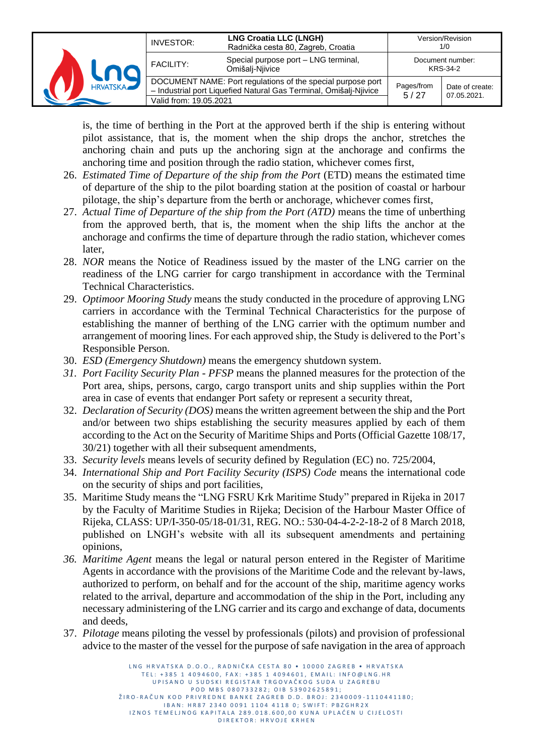is, the time of berthing in the Port at the approved berth if the ship is entering without pilot assistance, that is, the moment when the ship drops the anchor, stretches the anchoring chain and puts up the anchoring sign at the anchorage and confirms the anchoring time and position through the radio station, whichever comes first,

26. *Estimated Time of Departure of the ship from the Port* (ETD) means the estimated time of departure of the ship to the pilot boarding station at the position of coastal or harbour pilotage, the ship's departure from the berth or anchorage, whichever comes first,
27. *Actual Time of Departure of the ship from the Port (ATD)* means the time of unberthing from the approved berth, that is, the moment when the ship lifts the anchor at the anchorage and confirms the time of departure through the radio station, whichever comes later,
28. *NOR* means the Notice of Readiness issued by the master of the LNG carrier on the readiness of the LNG carrier for cargo transhipment in accordance with the Terminal Technical Characteristics.
29. *Optimoor Mooring Study* means the study conducted in the procedure of approving LNG carriers in accordance with the Terminal Technical Characteristics for the purpose of establishing the manner of berthing of the LNG carrier with the optimum number and arrangement of mooring lines. For each approved ship, the Study is delivered to the Port's Responsible Person.
30. *ESD (Emergency Shutdown)* means the emergency shutdown system.
31. *Port Facility Security Plan - PFSP* means the planned measures for the protection of the Port area, ships, persons, cargo, cargo transport units and ship supplies within the Port area in case of events that endanger Port safety or represent a security threat,
32. *Declaration of Security (DOS)* means the written agreement between the ship and the Port and/or between two ships establishing the security measures applied by each of them according to the Act on the Security of Maritime Ships and Ports (Official Gazette 108/17, 30/21) together with all their subsequent amendments,
33. *Security levels* means levels of security defined by Regulation (EC) no. 725/2004,
34. *International Ship and Port Facility Security (ISPS) Code* means the international code on the security of ships and port facilities,
35. Maritime Study means the "LNG FSRU Krk Maritime Study" prepared in Rijeka in 2017 by the Faculty of Maritime Studies in Rijeka; Decision of the Harbour Master Office of Rijeka, CLASS: UP/I-350-05/18-01/31, REG. NO.: 530-04-4-2-2-18-2 of 8 March 2018, published on LNGH's website with all its subsequent amendments and pertaining opinions,
36. *Maritime Agent* means the legal or natural person entered in the Register of Maritime Agents in accordance with the provisions of the Maritime Code and the relevant by-laws, authorized to perform, on behalf and for the account of the ship, maritime agency works related to the arrival, departure and accommodation of the ship in the Port, including any necessary administering of the LNG carrier and its cargo and exchange of data, documents and deeds,
37. *Pilotage* means piloting the vessel by professionals (pilots) and provision of professional advice to the master of the vessel for the purpose of safe navigation in the area of approach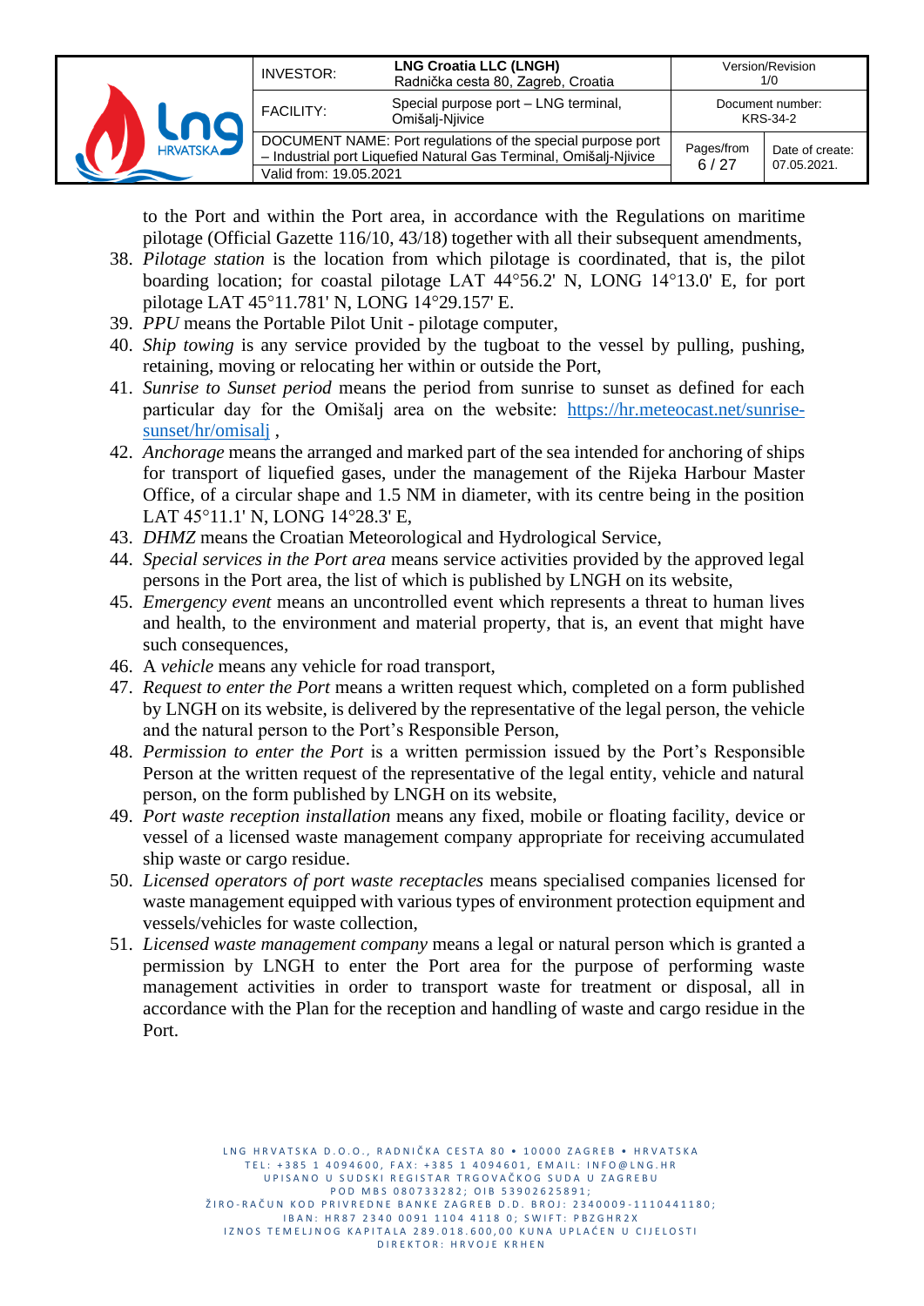to the Port and within the Port area, in accordance with the Regulations on maritime pilotage (Official Gazette 116/10, 43/18) together with all their subsequent amendments,

38. *Pilotage station* is the location from which pilotage is coordinated, that is, the pilot boarding location; for coastal pilotage LAT 44°56.2' N, LONG 14°13.0' E, for port pilotage LAT 45°11.781' N, LONG 14°29.157' E.
39. *PPU* means the Portable Pilot Unit - pilotage computer,
40. *Ship towing* is any service provided by the tugboat to the vessel by pulling, pushing, retaining, moving or relocating her within or outside the Port,
41. *Sunrise to Sunset period* means the period from sunrise to sunset as defined for each particular day for the Omišalj area on the website: [https://hr.meteocast.net/sunrise-sunset/hr/omisalj](https://hr.meteocast.net/sunrise-sunset/hr/omisalj) ,
42. *Anchorage* means the arranged and marked part of the sea intended for anchoring of ships for transport of liquefied gases, under the management of the Rijeka Harbour Master Office, of a circular shape and 1.5 NM in diameter, with its centre being in the position LAT 45°11.1' N, LONG 14°28.3' E,
43. *DHMZ* means the Croatian Meteorological and Hydrological Service,
44. *Special services in the Port area* means service activities provided by the approved legal persons in the Port area, the list of which is published by LNGH on its website,
45. *Emergency event* means an uncontrolled event which represents a threat to human lives and health, to the environment and material property, that is, an event that might have such consequences,
46. A *vehicle* means any vehicle for road transport,
47. *Request to enter the Port* means a written request which, completed on a form published by LNGH on its website, is delivered by the representative of the legal person, the vehicle and the natural person to the Port's Responsible Person,
48. *Permission to enter the Port* is a written permission issued by the Port's Responsible Person at the written request of the representative of the legal entity, vehicle and natural person, on the form published by LNGH on its website,
49. *Port waste reception installation* means any fixed, mobile or floating facility, device or vessel of a licensed waste management company appropriate for receiving accumulated ship waste or cargo residue.
50. *Licensed operators of port waste receptacles* means specialised companies licensed for waste management equipped with various types of environment protection equipment and vessels/vehicles for waste collection,
51. *Licensed waste management company* means a legal or natural person which is granted a permission by LNGH to enter the Port area for the purpose of performing waste management activities in order to transport waste for treatment or disposal, all in accordance with the Plan for the reception and handling of waste and cargo residue in the Port.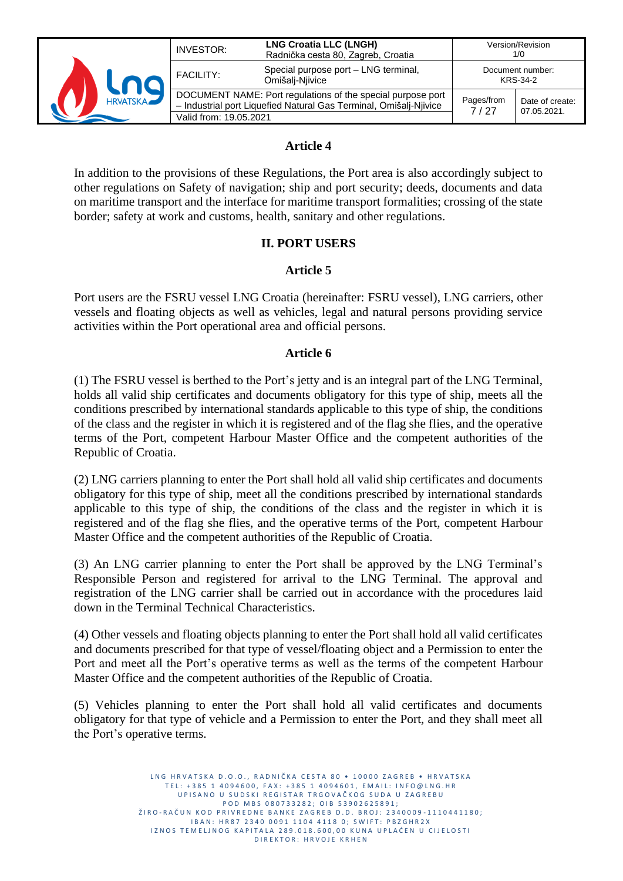## Article 4

In addition to the provisions of these Regulations, the Port area is also accordingly subject to other regulations on Safety of navigation; ship and port security; deeds, documents and data on maritime transport and the interface for maritime transport formalities; crossing of the state border; safety at work and customs, health, sanitary and other regulations.

## II. PORT USERS

## Article 5

Port users are the FSRU vessel LNG Croatia (hereinafter: FSRU vessel), LNG carriers, other vessels and floating objects as well as vehicles, legal and natural persons providing service activities within the Port operational area and official persons.

## Article 6

(1) The FSRU vessel is berthed to the Port's jetty and is an integral part of the LNG Terminal, holds all valid ship certificates and documents obligatory for this type of ship, meets all the conditions prescribed by international standards applicable to this type of ship, the conditions of the class and the register in which it is registered and of the flag she flies, and the operative terms of the Port, competent Harbour Master Office and the competent authorities of the Republic of Croatia.

(2) LNG carriers planning to enter the Port shall hold all valid ship certificates and documents obligatory for this type of ship, meet all the conditions prescribed by international standards applicable to this type of ship, the conditions of the class and the register in which it is registered and of the flag she flies, and the operative terms of the Port, competent Harbour Master Office and the competent authorities of the Republic of Croatia.

(3) An LNG carrier planning to enter the Port shall be approved by the LNG Terminal's Responsible Person and registered for arrival to the LNG Terminal. The approval and registration of the LNG carrier shall be carried out in accordance with the procedures laid down in the Terminal Technical Characteristics.

(4) Other vessels and floating objects planning to enter the Port shall hold all valid certificates and documents prescribed for that type of vessel/floating object and a Permission to enter the Port and meet all the Port's operative terms as well as the terms of the competent Harbour Master Office and the competent authorities of the Republic of Croatia.

(5) Vehicles planning to enter the Port shall hold all valid certificates and documents obligatory for that type of vehicle and a Permission to enter the Port, and they shall meet all the Port's operative terms.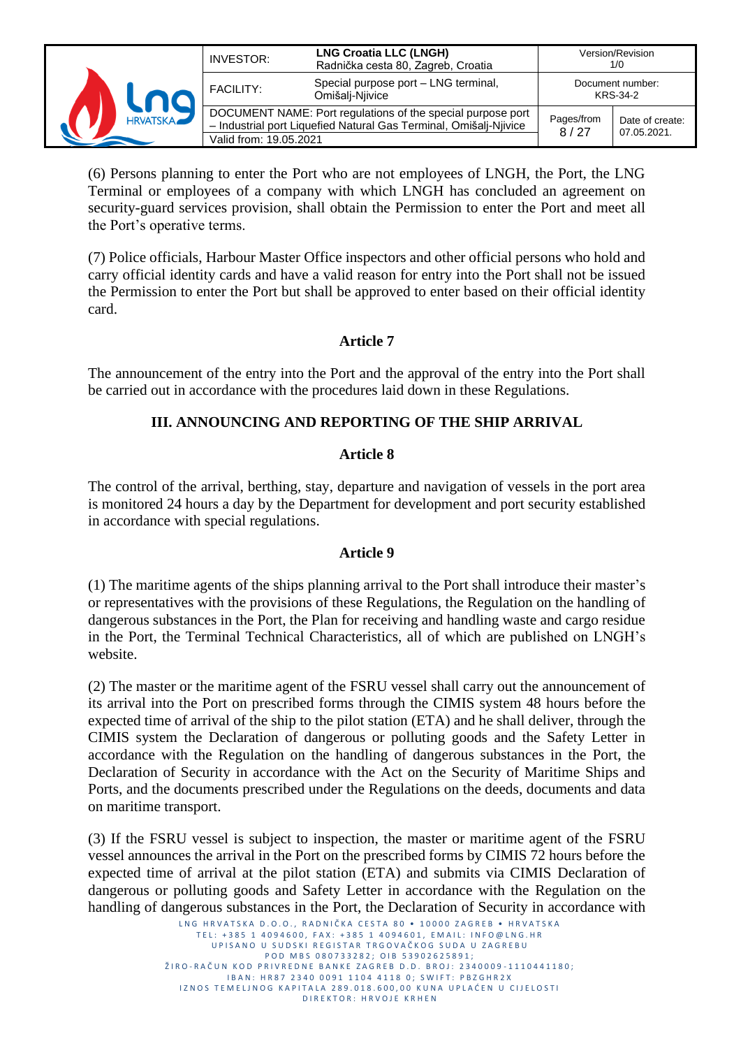(6) Persons planning to enter the Port who are not employees of LNGH, the Port, the LNG Terminal or employees of a company with which LNGH has concluded an agreement on security-guard services provision, shall obtain the Permission to enter the Port and meet all the Port's operative terms.

(7) Police officials, Harbour Master Office inspectors and other official persons who hold and carry official identity cards and have a valid reason for entry into the Port shall not be issued the Permission to enter the Port but shall be approved to enter based on their official identity card.

### Article 7

The announcement of the entry into the Port and the approval of the entry into the Port shall be carried out in accordance with the procedures laid down in these Regulations.

## III. ANNOUNCING AND REPORTING OF THE SHIP ARRIVAL

### Article 8

The control of the arrival, berthing, stay, departure and navigation of vessels in the port area is monitored 24 hours a day by the Department for development and port security established in accordance with special regulations.

### Article 9

(1) The maritime agents of the ships planning arrival to the Port shall introduce their master's or representatives with the provisions of these Regulations, the Regulation on the handling of dangerous substances in the Port, the Plan for receiving and handling waste and cargo residue in the Port, the Terminal Technical Characteristics, all of which are published on LNGH's website.

(2) The master or the maritime agent of the FSRU vessel shall carry out the announcement of its arrival into the Port on prescribed forms through the CIMIS system 48 hours before the expected time of arrival of the ship to the pilot station (ETA) and he shall deliver, through the CIMIS system the Declaration of dangerous or polluting goods and the Safety Letter in accordance with the Regulation on the handling of dangerous substances in the Port, the Declaration of Security in accordance with the Act on the Security of Maritime Ships and Ports, and the documents prescribed under the Regulations on the deeds, documents and data on maritime transport.

(3) If the FSRU vessel is subject to inspection, the master or maritime agent of the FSRU vessel announces the arrival in the Port on the prescribed forms by CIMIS 72 hours before the expected time of arrival at the pilot station (ETA) and submits via CIMIS Declaration of dangerous or polluting goods and Safety Letter in accordance with the Regulation on the handling of dangerous substances in the Port, the Declaration of Security in accordance with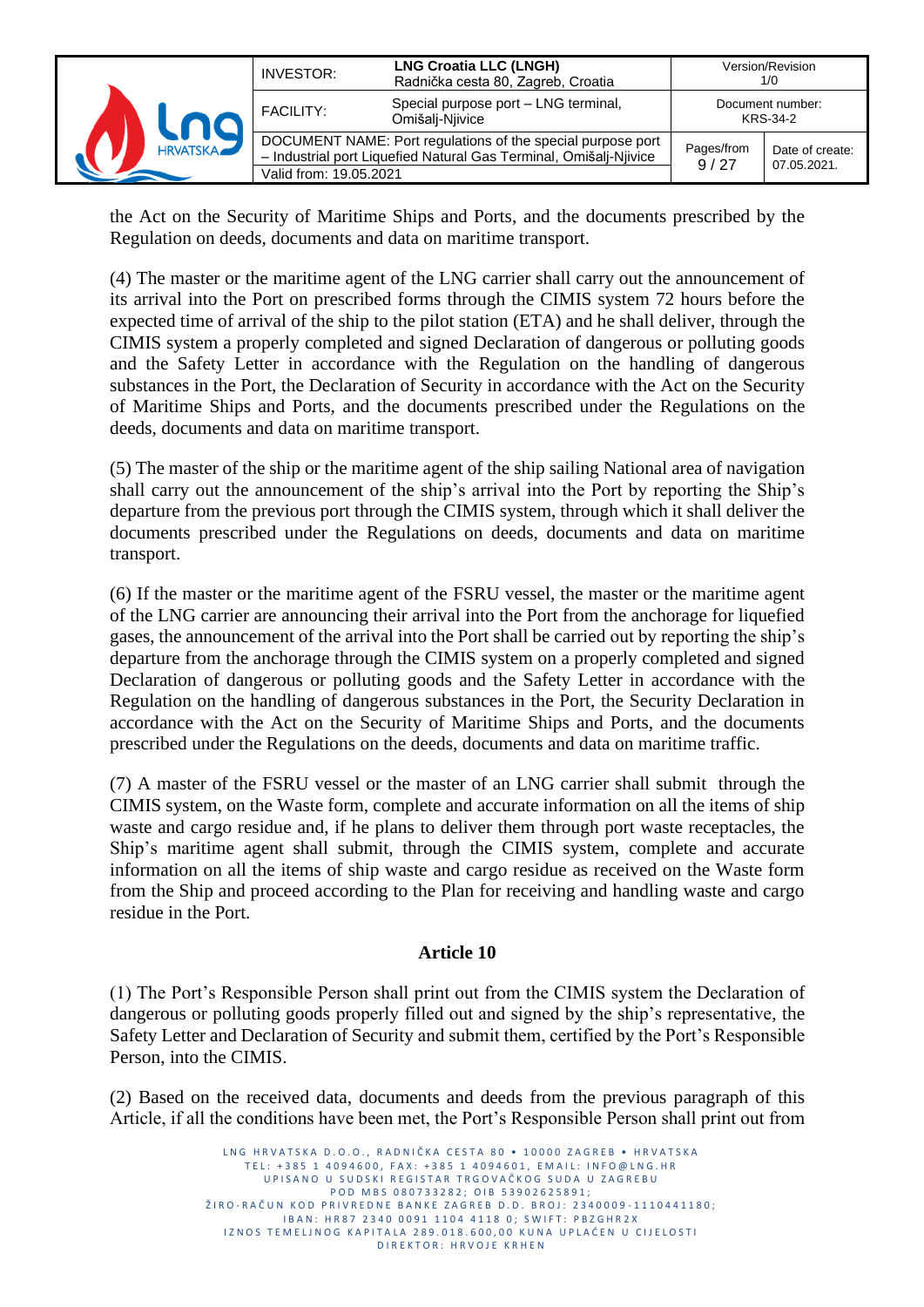the Act on the Security of Maritime Ships and Ports, and the documents prescribed by the Regulation on deeds, documents and data on maritime transport.

(4) The master or the maritime agent of the LNG carrier shall carry out the announcement of its arrival into the Port on prescribed forms through the CIMIS system 72 hours before the expected time of arrival of the ship to the pilot station (ETA) and he shall deliver, through the CIMIS system a properly completed and signed Declaration of dangerous or polluting goods and the Safety Letter in accordance with the Regulation on the handling of dangerous substances in the Port, the Declaration of Security in accordance with the Act on the Security of Maritime Ships and Ports, and the documents prescribed under the Regulations on the deeds, documents and data on maritime transport.

(5) The master of the ship or the maritime agent of the ship sailing National area of navigation shall carry out the announcement of the ship's arrival into the Port by reporting the Ship's departure from the previous port through the CIMIS system, through which it shall deliver the documents prescribed under the Regulations on deeds, documents and data on maritime transport.

(6) If the master or the maritime agent of the FSRU vessel, the master or the maritime agent of the LNG carrier are announcing their arrival into the Port from the anchorage for liquefied gases, the announcement of the arrival into the Port shall be carried out by reporting the ship's departure from the anchorage through the CIMIS system on a properly completed and signed Declaration of dangerous or polluting goods and the Safety Letter in accordance with the Regulation on the handling of dangerous substances in the Port, the Security Declaration in accordance with the Act on the Security of Maritime Ships and Ports, and the documents prescribed under the Regulations on the deeds, documents and data on maritime traffic.

(7) A master of the FSRU vessel or the master of an LNG carrier shall submit through the CIMIS system, on the Waste form, complete and accurate information on all the items of ship waste and cargo residue and, if he plans to deliver them through port waste receptacles, the Ship's maritime agent shall submit, through the CIMIS system, complete and accurate information on all the items of ship waste and cargo residue as received on the Waste form from the Ship and proceed according to the Plan for receiving and handling waste and cargo residue in the Port.

### Article 10

(1) The Port's Responsible Person shall print out from the CIMIS system the Declaration of dangerous or polluting goods properly filled out and signed by the ship's representative, the Safety Letter and Declaration of Security and submit them, certified by the Port's Responsible Person, into the CIMIS.

(2) Based on the received data, documents and deeds from the previous paragraph of this Article, if all the conditions have been met, the Port's Responsible Person shall print out from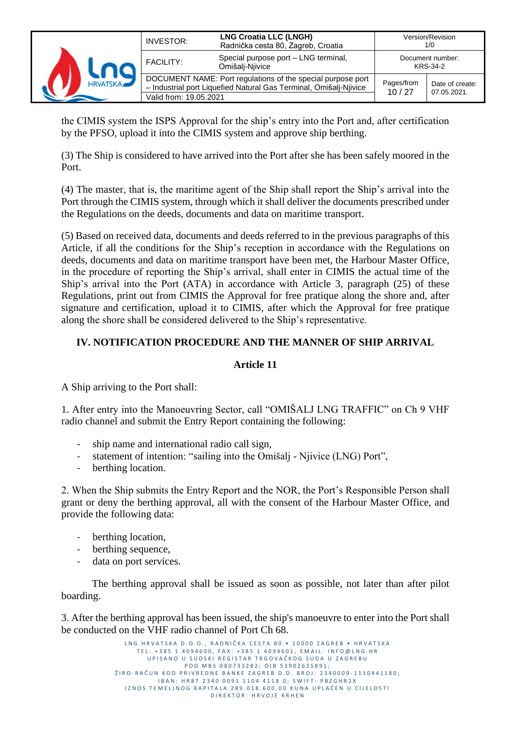the CIMIS system the ISPS Approval for the ship's entry into the Port and, after certification by the PFSO, upload it into the CIMIS system and approve ship berthing.

(3) The Ship is considered to have arrived into the Port after she has been safely moored in the Port.

(4) The master, that is, the maritime agent of the Ship shall report the Ship's arrival into the Port through the CIMIS system, through which it shall deliver the documents prescribed under the Regulations on the deeds, documents and data on maritime transport.

(5) Based on received data, documents and deeds referred to in the previous paragraphs of this Article, if all the conditions for the Ship's reception in accordance with the Regulations on deeds, documents and data on maritime transport have been met, the Harbour Master Office, in the procedure of reporting the Ship's arrival, shall enter in CIMIS the actual time of the Ship's arrival into the Port (ATA) in accordance with Article 3, paragraph (25) of these Regulations, print out from CIMIS the Approval for free pratique along the shore and, after signature and certification, upload it to CIMIS, after which the Approval for free pratique along the shore shall be considered delivered to the Ship's representative.

## IV. NOTIFICATION PROCEDURE AND THE MANNER OF SHIP ARRIVAL

### Article 11

A Ship arriving to the Port shall:

1. After entry into the Manoeuvring Sector, call "OMIŠALJ LNG TRAFFIC" on Ch 9 VHF radio channel and submit the Entry Report containing the following:

- ship name and international radio call sign,
- statement of intention: "sailing into the Omišalj - Njivice (LNG) Port",
- berthing location.

2. When the Ship submits the Entry Report and the NOR, the Port's Responsible Person shall grant or deny the berthing approval, all with the consent of the Harbour Master Office, and provide the following data:

- berthing location,
- berthing sequence,
- data on port services.

The berthing approval shall be issued as soon as possible, not later than after pilot boarding.

3. After the berthing approval has been issued, the ship's manoeuvre to enter into the Port shall be conducted on the VHF radio channel of Port Ch 68.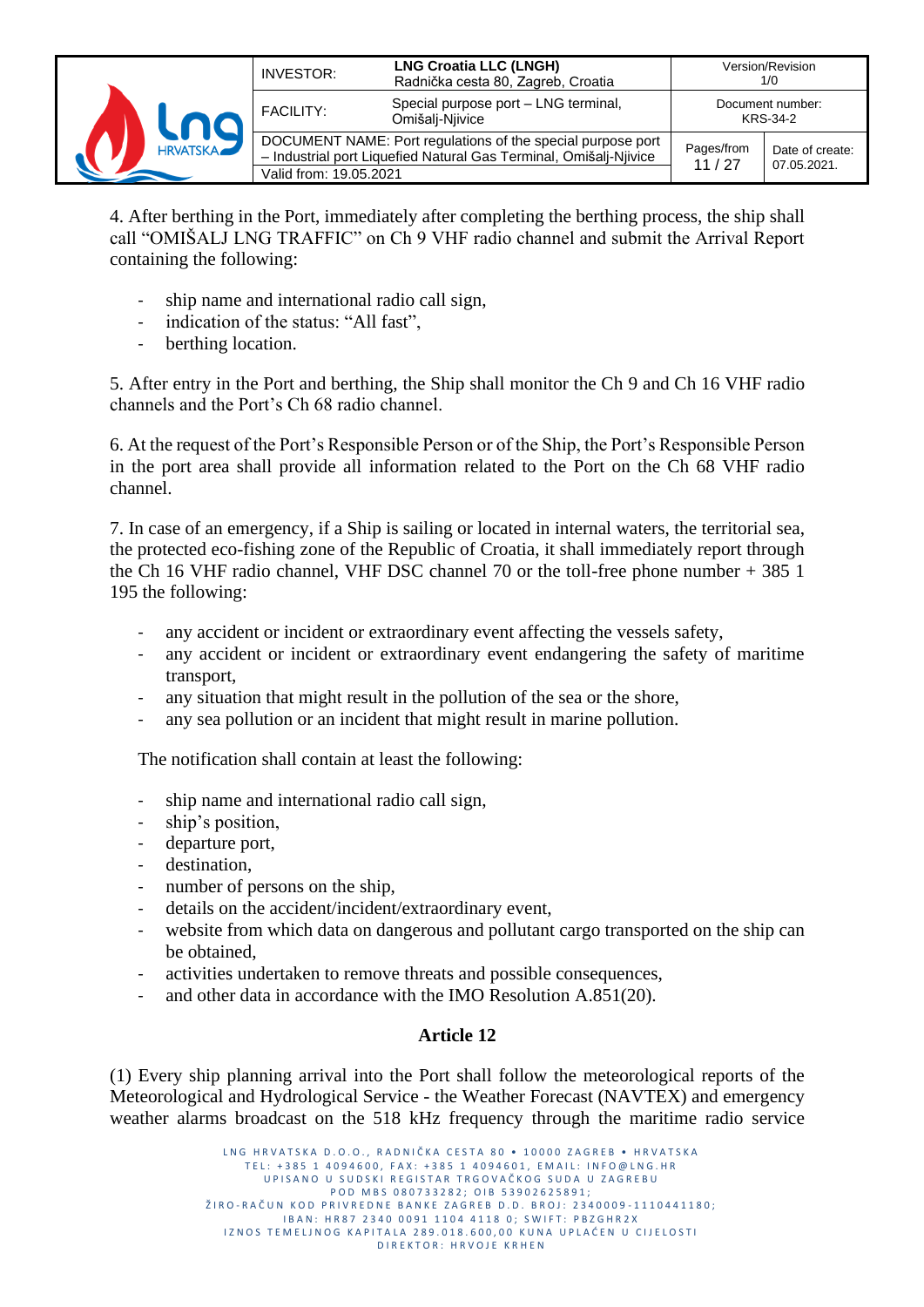4. After berthing in the Port, immediately after completing the berthing process, the ship shall call "OMIŠALJ LNG TRAFFIC" on Ch 9 VHF radio channel and submit the Arrival Report containing the following:

- ship name and international radio call sign,
- indication of the status: "All fast",
- berthing location.

5. After entry in the Port and berthing, the Ship shall monitor the Ch 9 and Ch 16 VHF radio channels and the Port's Ch 68 radio channel.

6. At the request of the Port's Responsible Person or of the Ship, the Port's Responsible Person in the port area shall provide all information related to the Port on the Ch 68 VHF radio channel.

7. In case of an emergency, if a Ship is sailing or located in internal waters, the territorial sea, the protected eco-fishing zone of the Republic of Croatia, it shall immediately report through the Ch 16 VHF radio channel, VHF DSC channel 70 or the toll-free phone number + 385 1 195 the following:

- any accident or incident or extraordinary event affecting the vessels safety,
- any accident or incident or extraordinary event endangering the safety of maritime transport,
- any situation that might result in the pollution of the sea or the shore,
- any sea pollution or an incident that might result in marine pollution.

The notification shall contain at least the following:

- ship name and international radio call sign,
- ship's position,
- departure port,
- destination,
- number of persons on the ship,
- details on the accident/incident/extraordinary event,
- website from which data on dangerous and pollutant cargo transported on the ship can be obtained,
- activities undertaken to remove threats and possible consequences,
- and other data in accordance with the IMO Resolution A.851(20).

## Article 12

(1) Every ship planning arrival into the Port shall follow the meteorological reports of the Meteorological and Hydrological Service - the Weather Forecast (NAVTEX) and emergency weather alarms broadcast on the 518 kHz frequency through the maritime radio service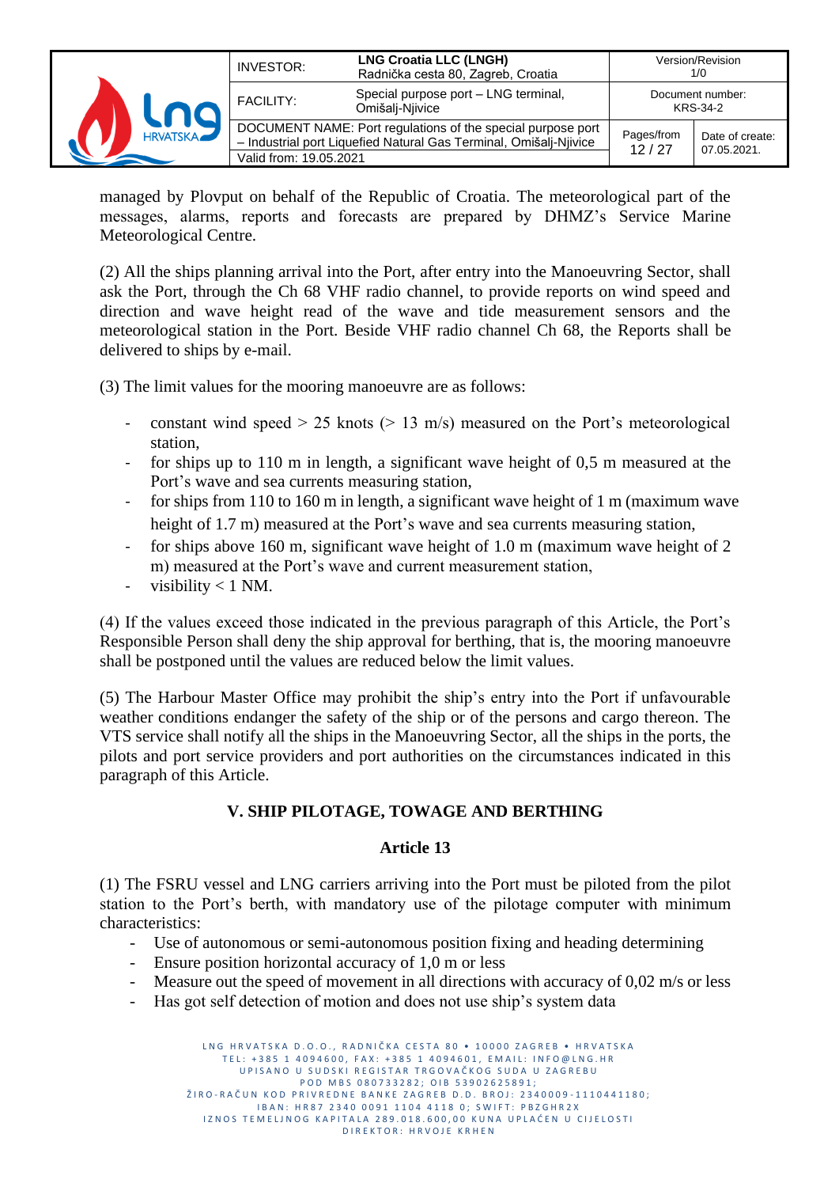managed by Plovput on behalf of the Republic of Croatia. The meteorological part of the messages, alarms, reports and forecasts are prepared by DHMZ's Service Marine Meteorological Centre.

(2) All the ships planning arrival into the Port, after entry into the Manoeuvring Sector, shall ask the Port, through the Ch 68 VHF radio channel, to provide reports on wind speed and direction and wave height read of the wave and tide measurement sensors and the meteorological station in the Port. Beside VHF radio channel Ch 68, the Reports shall be delivered to ships by e-mail.

(3) The limit values for the mooring manoeuvre are as follows:

- constant wind speed > 25 knots (> 13 m/s) measured on the Port's meteorological station,
- for ships up to 110 m in length, a significant wave height of 0,5 m measured at the Port's wave and sea currents measuring station,
- for ships from 110 to 160 m in length, a significant wave height of 1 m (maximum wave height of 1.7 m) measured at the Port's wave and sea currents measuring station,
- for ships above 160 m, significant wave height of 1.0 m (maximum wave height of 2 m) measured at the Port's wave and current measurement station,
- visibility < 1 NM.

(4) If the values exceed those indicated in the previous paragraph of this Article, the Port's Responsible Person shall deny the ship approval for berthing, that is, the mooring manoeuvre shall be postponed until the values are reduced below the limit values.

(5) The Harbour Master Office may prohibit the ship's entry into the Port if unfavourable weather conditions endanger the safety of the ship or of the persons and cargo thereon. The VTS service shall notify all the ships in the Manoeuvring Sector, all the ships in the ports, the pilots and port service providers and port authorities on the circumstances indicated in this paragraph of this Article.

## V. SHIP PILOTAGE, TOWAGE AND BERTHING

### Article 13

(1) The FSRU vessel and LNG carriers arriving into the Port must be piloted from the pilot station to the Port's berth, with mandatory use of the pilotage computer with minimum characteristics:

- Use of autonomous or semi-autonomous position fixing and heading determining
- Ensure position horizontal accuracy of 1,0 m or less
- Measure out the speed of movement in all directions with accuracy of 0,02 m/s or less
- Has got self detection of motion and does not use ship's system data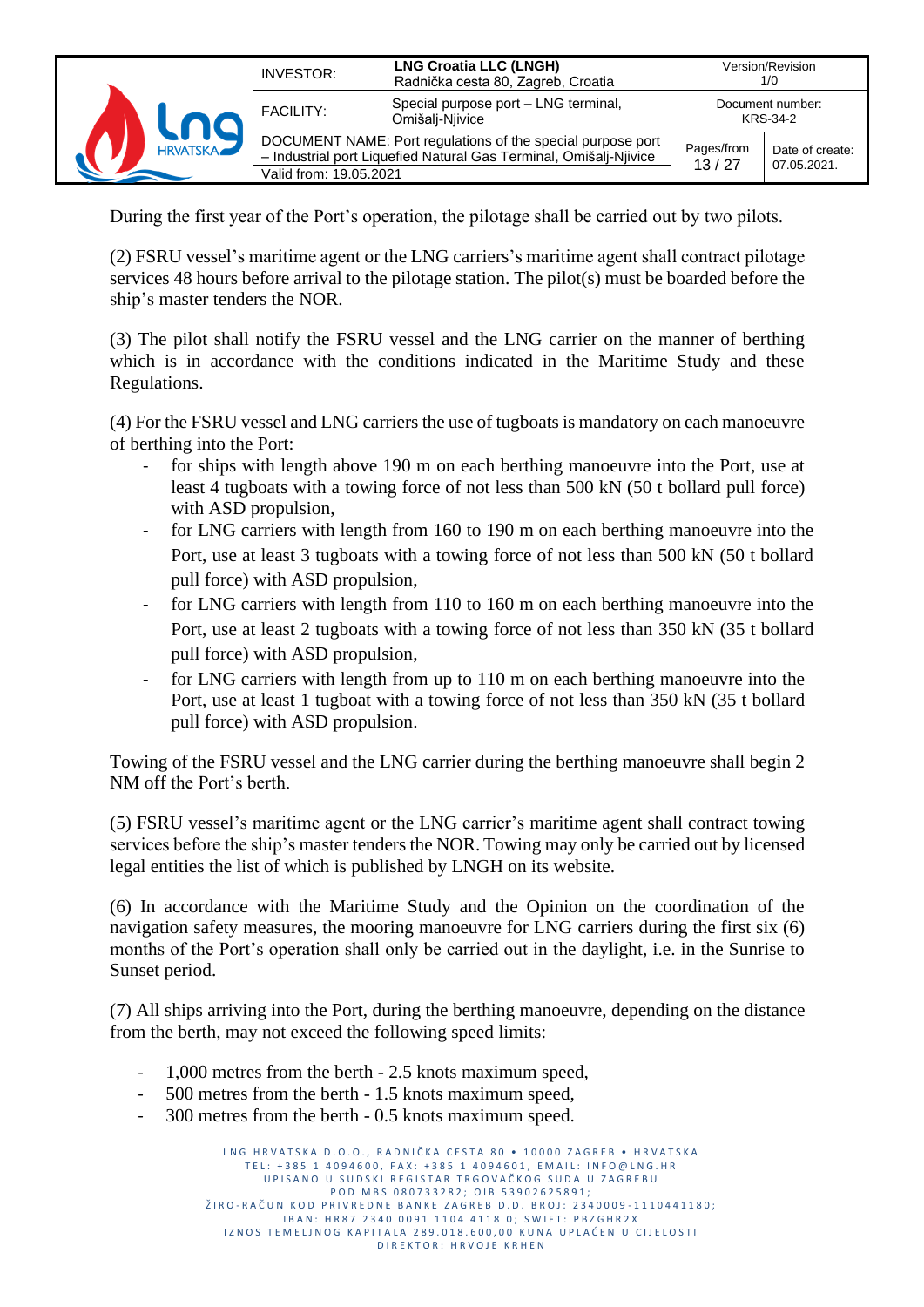During the first year of the Port's operation, the pilotage shall be carried out by two pilots.

(2) FSRU vessel's maritime agent or the LNG carriers's maritime agent shall contract pilotage services 48 hours before arrival to the pilotage station. The pilot(s) must be boarded before the ship's master tenders the NOR.

(3) The pilot shall notify the FSRU vessel and the LNG carrier on the manner of berthing which is in accordance with the conditions indicated in the Maritime Study and these Regulations.

(4) For the FSRU vessel and LNG carriers the use of tugboats is mandatory on each manoeuvre of berthing into the Port:

- for ships with length above 190 m on each berthing manoeuvre into the Port, use at least 4 tugboats with a towing force of not less than 500 kN (50 t bollard pull force) with ASD propulsion,
- for LNG carriers with length from 160 to 190 m on each berthing manoeuvre into the Port, use at least 3 tugboats with a towing force of not less than 500 kN (50 t bollard pull force) with ASD propulsion,
- for LNG carriers with length from 110 to 160 m on each berthing manoeuvre into the Port, use at least 2 tugboats with a towing force of not less than 350 kN (35 t bollard pull force) with ASD propulsion,
- for LNG carriers with length from up to 110 m on each berthing manoeuvre into the Port, use at least 1 tugboat with a towing force of not less than 350 kN (35 t bollard pull force) with ASD propulsion.

Towing of the FSRU vessel and the LNG carrier during the berthing manoeuvre shall begin 2 NM off the Port's berth.

(5) FSRU vessel's maritime agent or the LNG carrier's maritime agent shall contract towing services before the ship's master tenders the NOR. Towing may only be carried out by licensed legal entities the list of which is published by LNGH on its website.

(6) In accordance with the Maritime Study and the Opinion on the coordination of the navigation safety measures, the mooring manoeuvre for LNG carriers during the first six (6) months of the Port's operation shall only be carried out in the daylight, i.e. in the Sunrise to Sunset period.

(7) All ships arriving into the Port, during the berthing manoeuvre, depending on the distance from the berth, may not exceed the following speed limits:

- 1,000 metres from the berth - 2.5 knots maximum speed,
- 500 metres from the berth - 1.5 knots maximum speed,
- 300 metres from the berth - 0.5 knots maximum speed.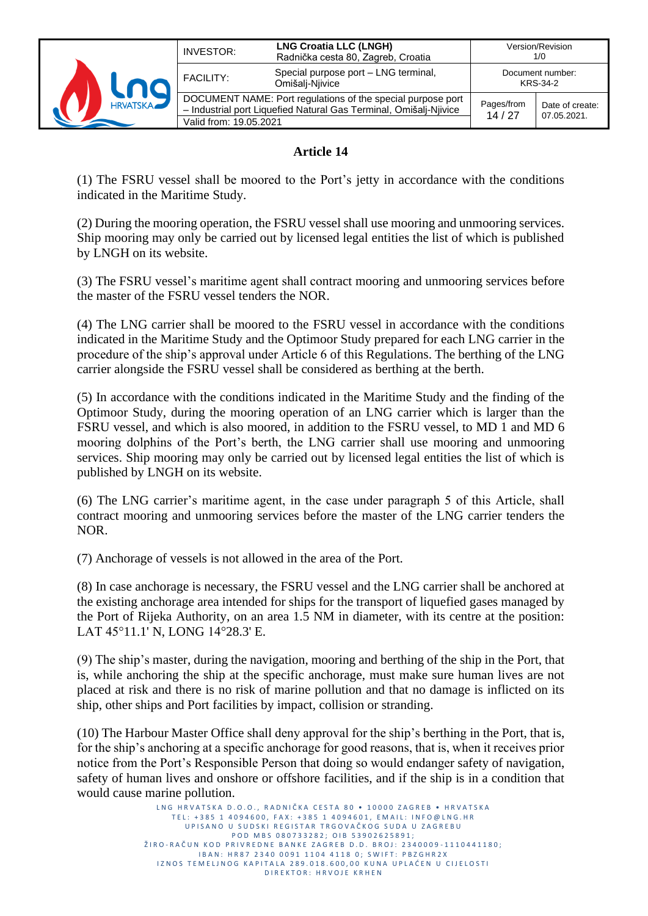## Article 14

(1) The FSRU vessel shall be moored to the Port's jetty in accordance with the conditions indicated in the Maritime Study.

(2) During the mooring operation, the FSRU vessel shall use mooring and unmooring services. Ship mooring may only be carried out by licensed legal entities the list of which is published by LNGH on its website.

(3) The FSRU vessel's maritime agent shall contract mooring and unmooring services before the master of the FSRU vessel tenders the NOR.

(4) The LNG carrier shall be moored to the FSRU vessel in accordance with the conditions indicated in the Maritime Study and the Optimoor Study prepared for each LNG carrier in the procedure of the ship's approval under Article 6 of this Regulations. The berthing of the LNG carrier alongside the FSRU vessel shall be considered as berthing at the berth.

(5) In accordance with the conditions indicated in the Maritime Study and the finding of the Optimoor Study, during the mooring operation of an LNG carrier which is larger than the FSRU vessel, and which is also moored, in addition to the FSRU vessel, to MD 1 and MD 6 mooring dolphins of the Port's berth, the LNG carrier shall use mooring and unmooring services. Ship mooring may only be carried out by licensed legal entities the list of which is published by LNGH on its website.

(6) The LNG carrier's maritime agent, in the case under paragraph 5 of this Article, shall contract mooring and unmooring services before the master of the LNG carrier tenders the NOR.

(7) Anchorage of vessels is not allowed in the area of the Port.

(8) In case anchorage is necessary, the FSRU vessel and the LNG carrier shall be anchored at the existing anchorage area intended for ships for the transport of liquefied gases managed by the Port of Rijeka Authority, on an area 1.5 NM in diameter, with its centre at the position: LAT 45°11.1' N, LONG 14°28.3' E.

(9) The ship's master, during the navigation, mooring and berthing of the ship in the Port, that is, while anchoring the ship at the specific anchorage, must make sure human lives are not placed at risk and there is no risk of marine pollution and that no damage is inflicted on its ship, other ships and Port facilities by impact, collision or stranding.

(10) The Harbour Master Office shall deny approval for the ship's berthing in the Port, that is, for the ship's anchoring at a specific anchorage for good reasons, that is, when it receives prior notice from the Port's Responsible Person that doing so would endanger safety of navigation, safety of human lives and onshore or offshore facilities, and if the ship is in a condition that would cause marine pollution.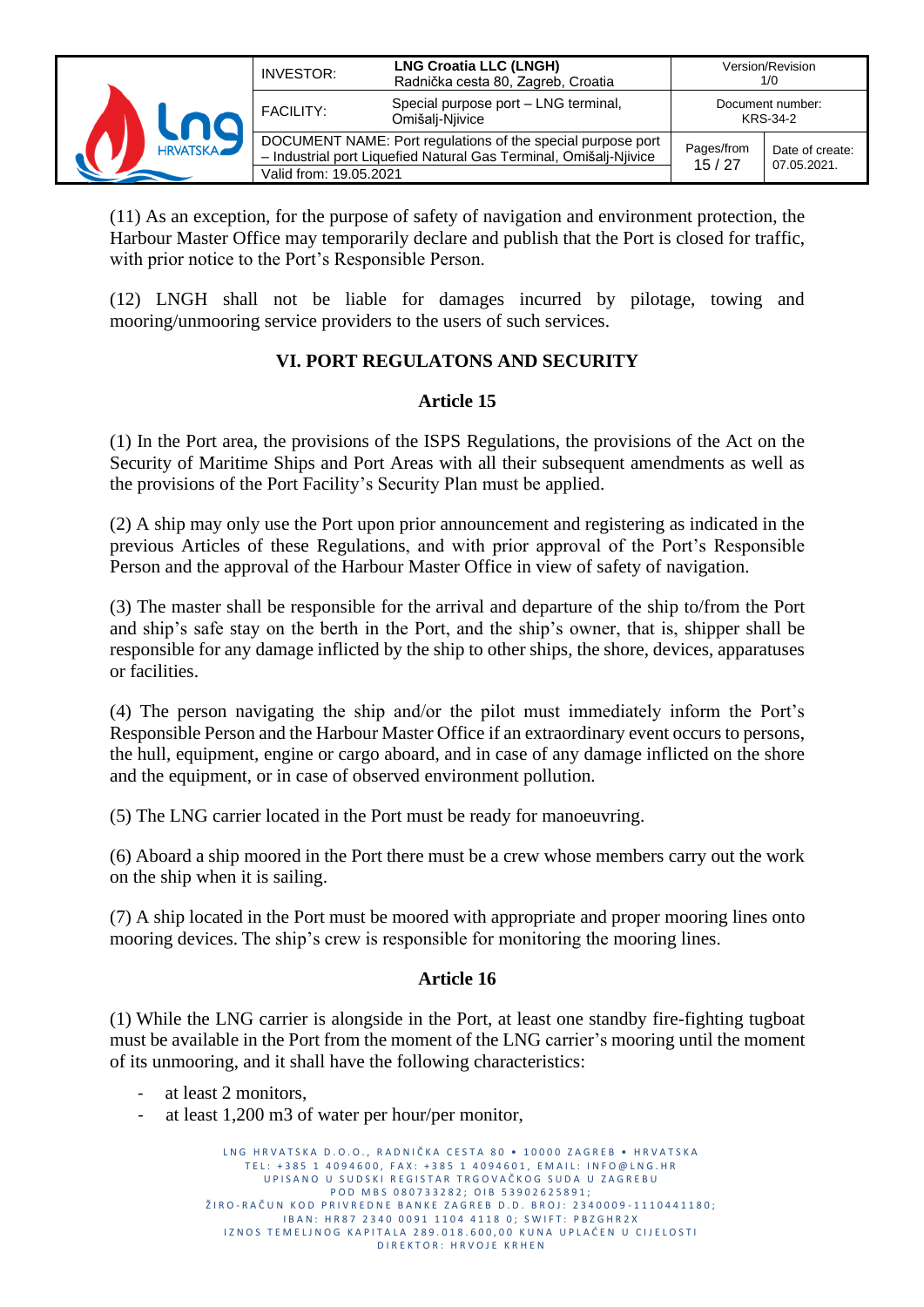(11) As an exception, for the purpose of safety of navigation and environment protection, the Harbour Master Office may temporarily declare and publish that the Port is closed for traffic, with prior notice to the Port's Responsible Person.

(12) LNGH shall not be liable for damages incurred by pilotage, towing and mooring/unmooring service providers to the users of such services.

## VI. PORT REGULATONS AND SECURITY

### Article 15

(1) In the Port area, the provisions of the ISPS Regulations, the provisions of the Act on the Security of Maritime Ships and Port Areas with all their subsequent amendments as well as the provisions of the Port Facility's Security Plan must be applied.

(2) A ship may only use the Port upon prior announcement and registering as indicated in the previous Articles of these Regulations, and with prior approval of the Port's Responsible Person and the approval of the Harbour Master Office in view of safety of navigation.

(3) The master shall be responsible for the arrival and departure of the ship to/from the Port and ship's safe stay on the berth in the Port, and the ship's owner, that is, shipper shall be responsible for any damage inflicted by the ship to other ships, the shore, devices, apparatuses or facilities.

(4) The person navigating the ship and/or the pilot must immediately inform the Port's Responsible Person and the Harbour Master Office if an extraordinary event occurs to persons, the hull, equipment, engine or cargo aboard, and in case of any damage inflicted on the shore and the equipment, or in case of observed environment pollution.

(5) The LNG carrier located in the Port must be ready for manoeuvring.

(6) Aboard a ship moored in the Port there must be a crew whose members carry out the work on the ship when it is sailing.

(7) A ship located in the Port must be moored with appropriate and proper mooring lines onto mooring devices. The ship's crew is responsible for monitoring the mooring lines.

### Article 16

(1) While the LNG carrier is alongside in the Port, at least one standby fire-fighting tugboat must be available in the Port from the moment of the LNG carrier's mooring until the moment of its unmooring, and it shall have the following characteristics:

- at least 2 monitors,
- at least 1,200 m3 of water per hour/per monitor,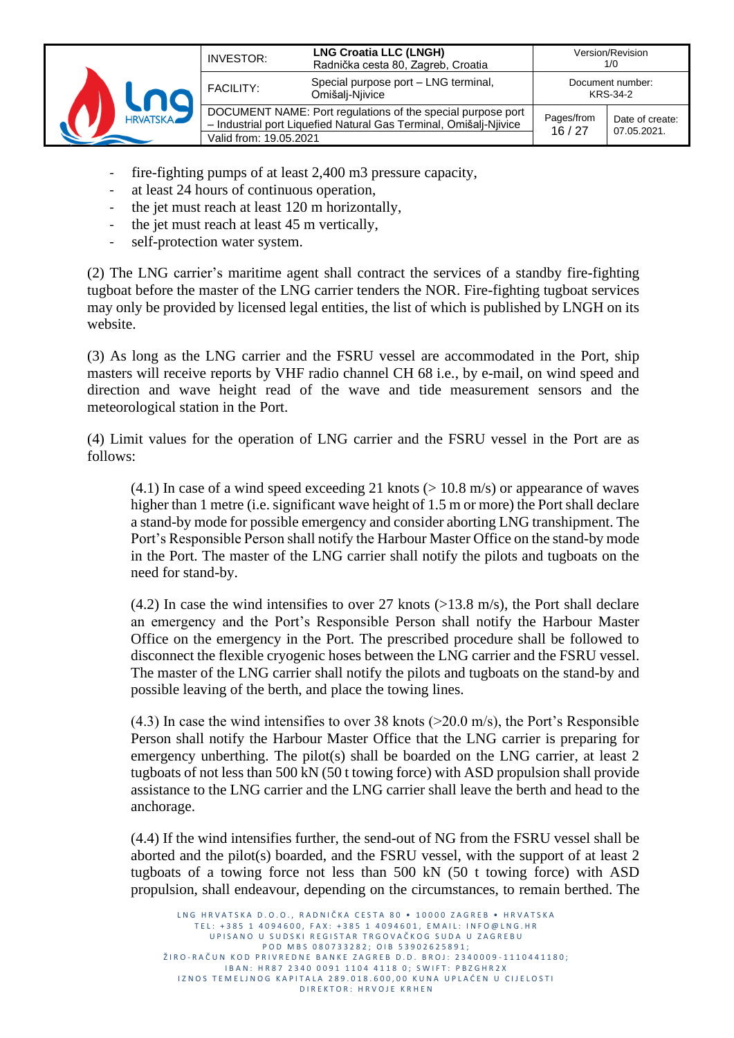- fire-fighting pumps of at least 2,400 m3 pressure capacity,
- at least 24 hours of continuous operation,
- the jet must reach at least 120 m horizontally,
- the jet must reach at least 45 m vertically,
- self-protection water system.

(2) The LNG carrier's maritime agent shall contract the services of a standby fire-fighting tugboat before the master of the LNG carrier tenders the NOR. Fire-fighting tugboat services may only be provided by licensed legal entities, the list of which is published by LNGH on its website.

(3) As long as the LNG carrier and the FSRU vessel are accommodated in the Port, ship masters will receive reports by VHF radio channel CH 68 i.e., by e-mail, on wind speed and direction and wave height read of the wave and tide measurement sensors and the meteorological station in the Port.

(4) Limit values for the operation of LNG carrier and the FSRU vessel in the Port are as follows:

> (4.1) In case of a wind speed exceeding 21 knots (> 10.8 m/s) or appearance of waves higher than 1 metre (i.e. significant wave height of 1.5 m or more) the Port shall declare a stand-by mode for possible emergency and consider aborting LNG transhipment. The Port's Responsible Person shall notify the Harbour Master Office on the stand-by mode in the Port. The master of the LNG carrier shall notify the pilots and tugboats on the need for stand-by.
>
> (4.2) In case the wind intensifies to over 27 knots (>13.8 m/s), the Port shall declare an emergency and the Port's Responsible Person shall notify the Harbour Master Office on the emergency in the Port. The prescribed procedure shall be followed to disconnect the flexible cryogenic hoses between the LNG carrier and the FSRU vessel. The master of the LNG carrier shall notify the pilots and tugboats on the stand-by and possible leaving of the berth, and place the towing lines.
>
> (4.3) In case the wind intensifies to over 38 knots (>20.0 m/s), the Port's Responsible Person shall notify the Harbour Master Office that the LNG carrier is preparing for emergency unberthing. The pilot(s) shall be boarded on the LNG carrier, at least 2 tugboats of not less than 500 kN (50 t towing force) with ASD propulsion shall provide assistance to the LNG carrier and the LNG carrier shall leave the berth and head to the anchorage.
>
> (4.4) If the wind intensifies further, the send-out of NG from the FSRU vessel shall be aborted and the pilot(s) boarded, and the FSRU vessel, with the support of at least 2 tugboats of a towing force not less than 500 kN (50 t towing force) with ASD propulsion, shall endeavour, depending on the circumstances, to remain berthed. The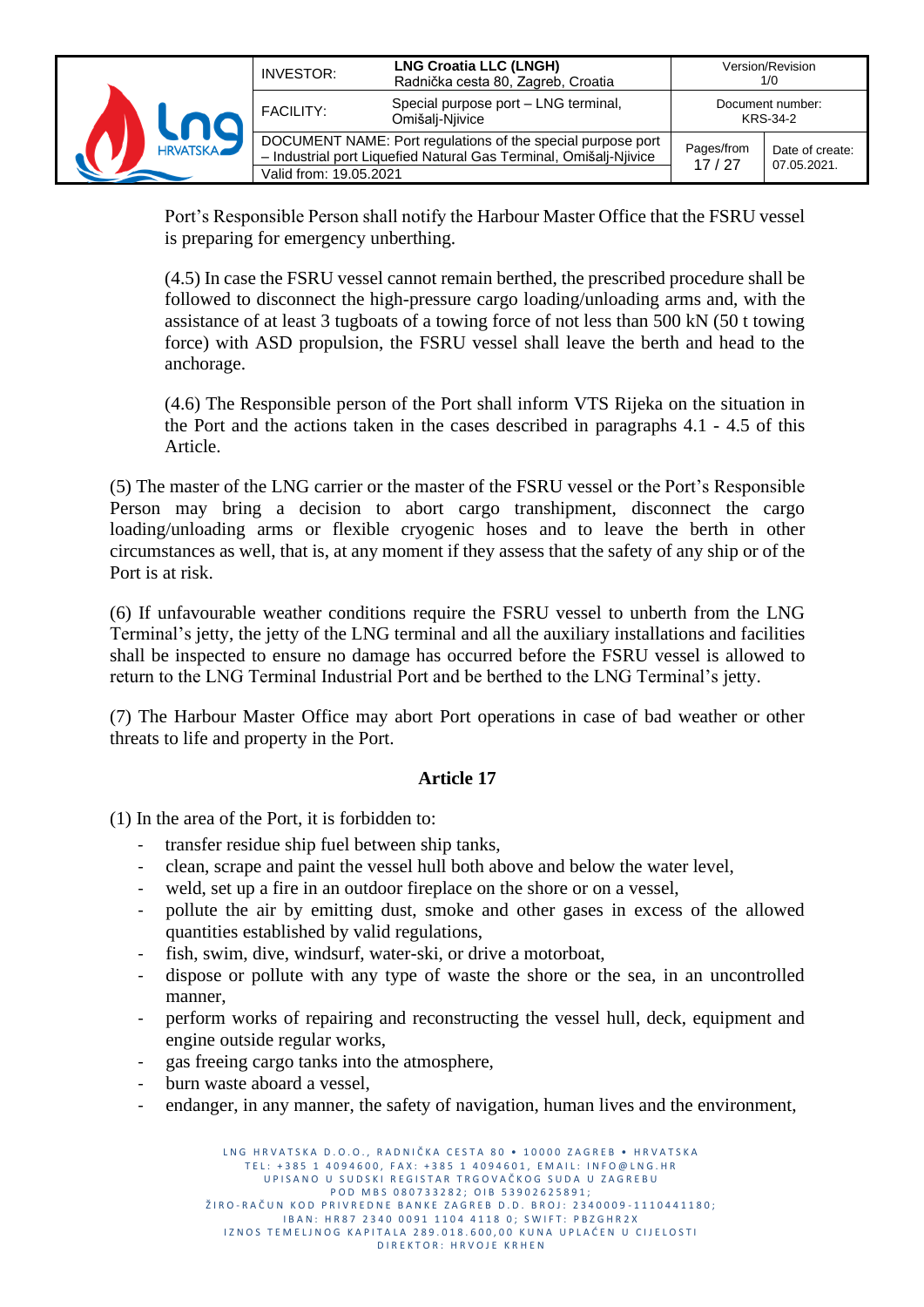Port's Responsible Person shall notify the Harbour Master Office that the FSRU vessel is preparing for emergency unberthing.

(4.5) In case the FSRU vessel cannot remain berthed, the prescribed procedure shall be followed to disconnect the high-pressure cargo loading/unloading arms and, with the assistance of at least 3 tugboats of a towing force of not less than 500 kN (50 t towing force) with ASD propulsion, the FSRU vessel shall leave the berth and head to the anchorage.

(4.6) The Responsible person of the Port shall inform VTS Rijeka on the situation in the Port and the actions taken in the cases described in paragraphs 4.1 - 4.5 of this Article.

(5) The master of the LNG carrier or the master of the FSRU vessel or the Port's Responsible Person may bring a decision to abort cargo transhipment, disconnect the cargo loading/unloading arms or flexible cryogenic hoses and to leave the berth in other circumstances as well, that is, at any moment if they assess that the safety of any ship or of the Port is at risk.

(6) If unfavourable weather conditions require the FSRU vessel to unberth from the LNG Terminal's jetty, the jetty of the LNG terminal and all the auxiliary installations and facilities shall be inspected to ensure no damage has occurred before the FSRU vessel is allowed to return to the LNG Terminal Industrial Port and be berthed to the LNG Terminal's jetty.

(7) The Harbour Master Office may abort Port operations in case of bad weather or other threats to life and property in the Port.

## Article 17

(1) In the area of the Port, it is forbidden to:

- transfer residue ship fuel between ship tanks,
- clean, scrape and paint the vessel hull both above and below the water level,
- weld, set up a fire in an outdoor fireplace on the shore or on a vessel,
- pollute the air by emitting dust, smoke and other gases in excess of the allowed quantities established by valid regulations,
- fish, swim, dive, windsurf, water-ski, or drive a motorboat,
- dispose or pollute with any type of waste the shore or the sea, in an uncontrolled manner,
- perform works of repairing and reconstructing the vessel hull, deck, equipment and engine outside regular works,
- gas freeing cargo tanks into the atmosphere,
- burn waste aboard a vessel,
- endanger, in any manner, the safety of navigation, human lives and the environment,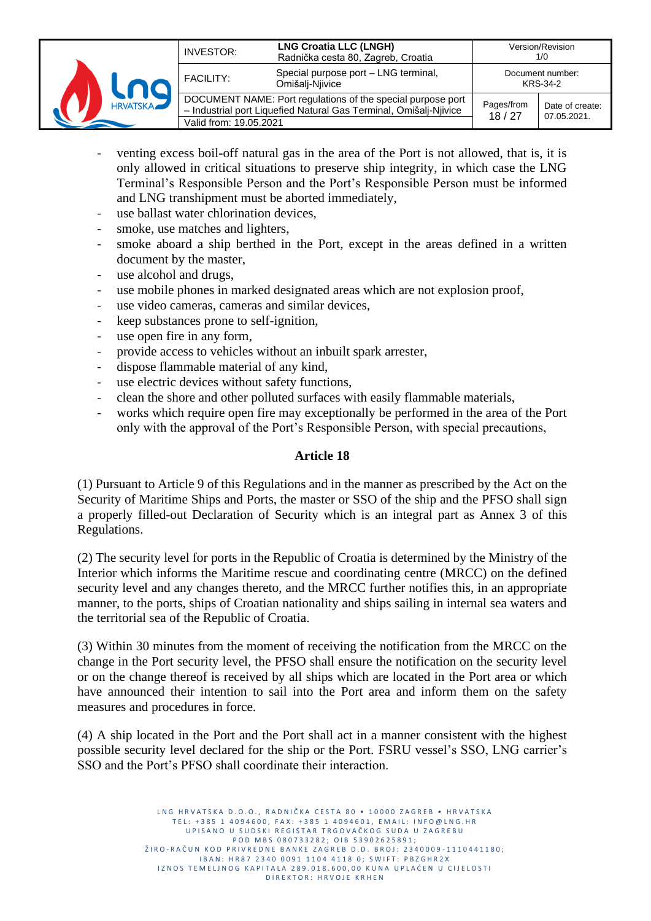- venting excess boil-off natural gas in the area of the Port is not allowed, that is, it is only allowed in critical situations to preserve ship integrity, in which case the LNG Terminal's Responsible Person and the Port's Responsible Person must be informed and LNG transhipment must be aborted immediately,
- use ballast water chlorination devices,
- smoke, use matches and lighters,
- smoke aboard a ship berthed in the Port, except in the areas defined in a written document by the master,
- use alcohol and drugs,
- use mobile phones in marked designated areas which are not explosion proof,
- use video cameras, cameras and similar devices,
- keep substances prone to self-ignition,
- use open fire in any form,
- provide access to vehicles without an inbuilt spark arrester,
- dispose flammable material of any kind,
- use electric devices without safety functions,
- clean the shore and other polluted surfaces with easily flammable materials,
- works which require open fire may exceptionally be performed in the area of the Port only with the approval of the Port's Responsible Person, with special precautions,

## Article 18

(1) Pursuant to Article 9 of this Regulations and in the manner as prescribed by the Act on the Security of Maritime Ships and Ports, the master or SSO of the ship and the PFSO shall sign a properly filled-out Declaration of Security which is an integral part as Annex 3 of this Regulations.

(2) The security level for ports in the Republic of Croatia is determined by the Ministry of the Interior which informs the Maritime rescue and coordinating centre (MRCC) on the defined security level and any changes thereto, and the MRCC further notifies this, in an appropriate manner, to the ports, ships of Croatian nationality and ships sailing in internal sea waters and the territorial sea of the Republic of Croatia.

(3) Within 30 minutes from the moment of receiving the notification from the MRCC on the change in the Port security level, the PFSO shall ensure the notification on the security level or on the change thereof is received by all ships which are located in the Port area or which have announced their intention to sail into the Port area and inform them on the safety measures and procedures in force.

(4) A ship located in the Port and the Port shall act in a manner consistent with the highest possible security level declared for the ship or the Port. FSRU vessel's SSO, LNG carrier's SSO and the Port's PFSO shall coordinate their interaction.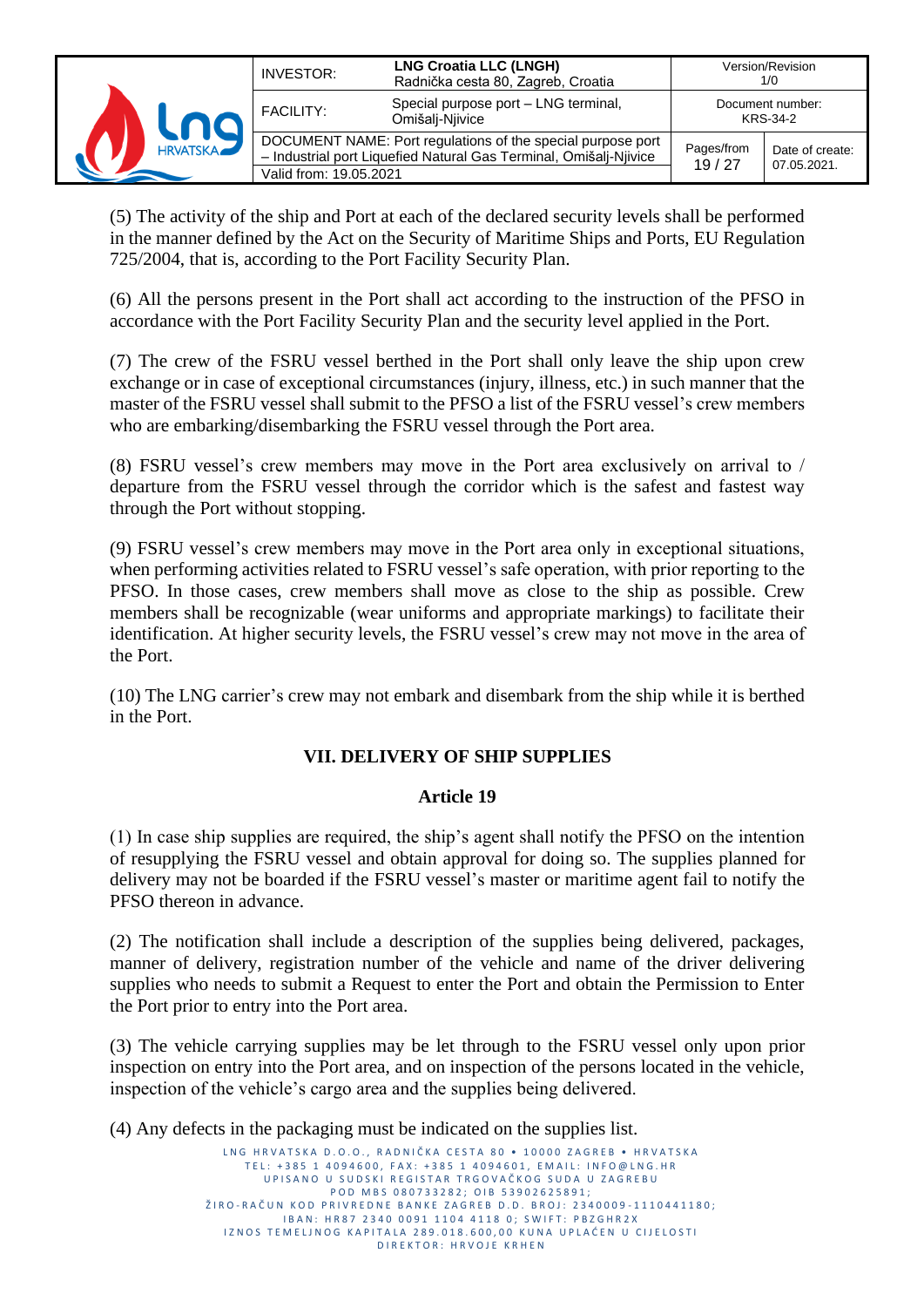(5) The activity of the ship and Port at each of the declared security levels shall be performed in the manner defined by the Act on the Security of Maritime Ships and Ports, EU Regulation 725/2004, that is, according to the Port Facility Security Plan.

(6) All the persons present in the Port shall act according to the instruction of the PFSO in accordance with the Port Facility Security Plan and the security level applied in the Port.

(7) The crew of the FSRU vessel berthed in the Port shall only leave the ship upon crew exchange or in case of exceptional circumstances (injury, illness, etc.) in such manner that the master of the FSRU vessel shall submit to the PFSO a list of the FSRU vessel's crew members who are embarking/disembarking the FSRU vessel through the Port area.

(8) FSRU vessel's crew members may move in the Port area exclusively on arrival to / departure from the FSRU vessel through the corridor which is the safest and fastest way through the Port without stopping.

(9) FSRU vessel's crew members may move in the Port area only in exceptional situations, when performing activities related to FSRU vessel's safe operation, with prior reporting to the PFSO. In those cases, crew members shall move as close to the ship as possible. Crew members shall be recognizable (wear uniforms and appropriate markings) to facilitate their identification. At higher security levels, the FSRU vessel's crew may not move in the area of the Port.

(10) The LNG carrier's crew may not embark and disembark from the ship while it is berthed in the Port.

## VII. DELIVERY OF SHIP SUPPLIES

### Article 19

(1) In case ship supplies are required, the ship's agent shall notify the PFSO on the intention of resupplying the FSRU vessel and obtain approval for doing so. The supplies planned for delivery may not be boarded if the FSRU vessel's master or maritime agent fail to notify the PFSO thereon in advance.

(2) The notification shall include a description of the supplies being delivered, packages, manner of delivery, registration number of the vehicle and name of the driver delivering supplies who needs to submit a Request to enter the Port and obtain the Permission to Enter the Port prior to entry into the Port area.

(3) The vehicle carrying supplies may be let through to the FSRU vessel only upon prior inspection on entry into the Port area, and on inspection of the persons located in the vehicle, inspection of the vehicle's cargo area and the supplies being delivered.

(4) Any defects in the packaging must be indicated on the supplies list.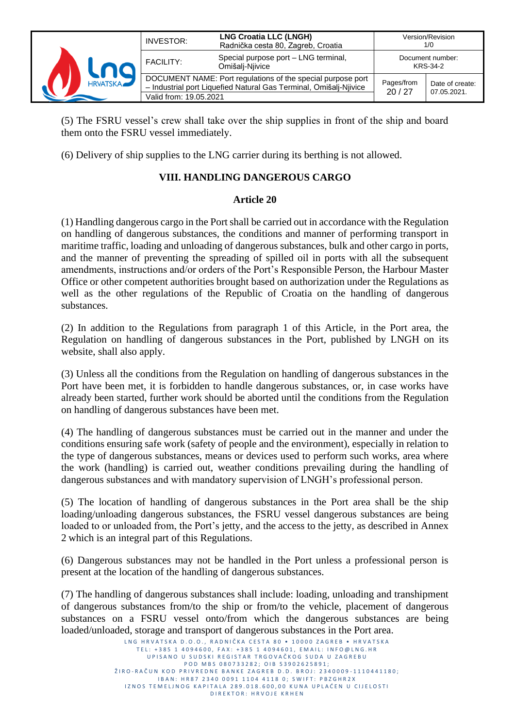(5) The FSRU vessel's crew shall take over the ship supplies in front of the ship and board them onto the FSRU vessel immediately.

(6) Delivery of ship supplies to the LNG carrier during its berthing is not allowed.

## VIII. HANDLING DANGEROUS CARGO

### Article 20

(1) Handling dangerous cargo in the Port shall be carried out in accordance with the Regulation on handling of dangerous substances, the conditions and manner of performing transport in maritime traffic, loading and unloading of dangerous substances, bulk and other cargo in ports, and the manner of preventing the spreading of spilled oil in ports with all the subsequent amendments, instructions and/or orders of the Port's Responsible Person, the Harbour Master Office or other competent authorities brought based on authorization under the Regulations as well as the other regulations of the Republic of Croatia on the handling of dangerous substances.

(2) In addition to the Regulations from paragraph 1 of this Article, in the Port area, the Regulation on handling of dangerous substances in the Port, published by LNGH on its website, shall also apply.

(3) Unless all the conditions from the Regulation on handling of dangerous substances in the Port have been met, it is forbidden to handle dangerous substances, or, in case works have already been started, further work should be aborted until the conditions from the Regulation on handling of dangerous substances have been met.

(4) The handling of dangerous substances must be carried out in the manner and under the conditions ensuring safe work (safety of people and the environment), especially in relation to the type of dangerous substances, means or devices used to perform such works, area where the work (handling) is carried out, weather conditions prevailing during the handling of dangerous substances and with mandatory supervision of LNGH's professional person.

(5) The location of handling of dangerous substances in the Port area shall be the ship loading/unloading dangerous substances, the FSRU vessel dangerous substances are being loaded to or unloaded from, the Port's jetty, and the access to the jetty, as described in Annex 2 which is an integral part of this Regulations.

(6) Dangerous substances may not be handled in the Port unless a professional person is present at the location of the handling of dangerous substances.

(7) The handling of dangerous substances shall include: loading, unloading and transhipment of dangerous substances from/to the ship or from/to the vehicle, placement of dangerous substances on a FSRU vessel onto/from which the dangerous substances are being loaded/unloaded, storage and transport of dangerous substances in the Port area.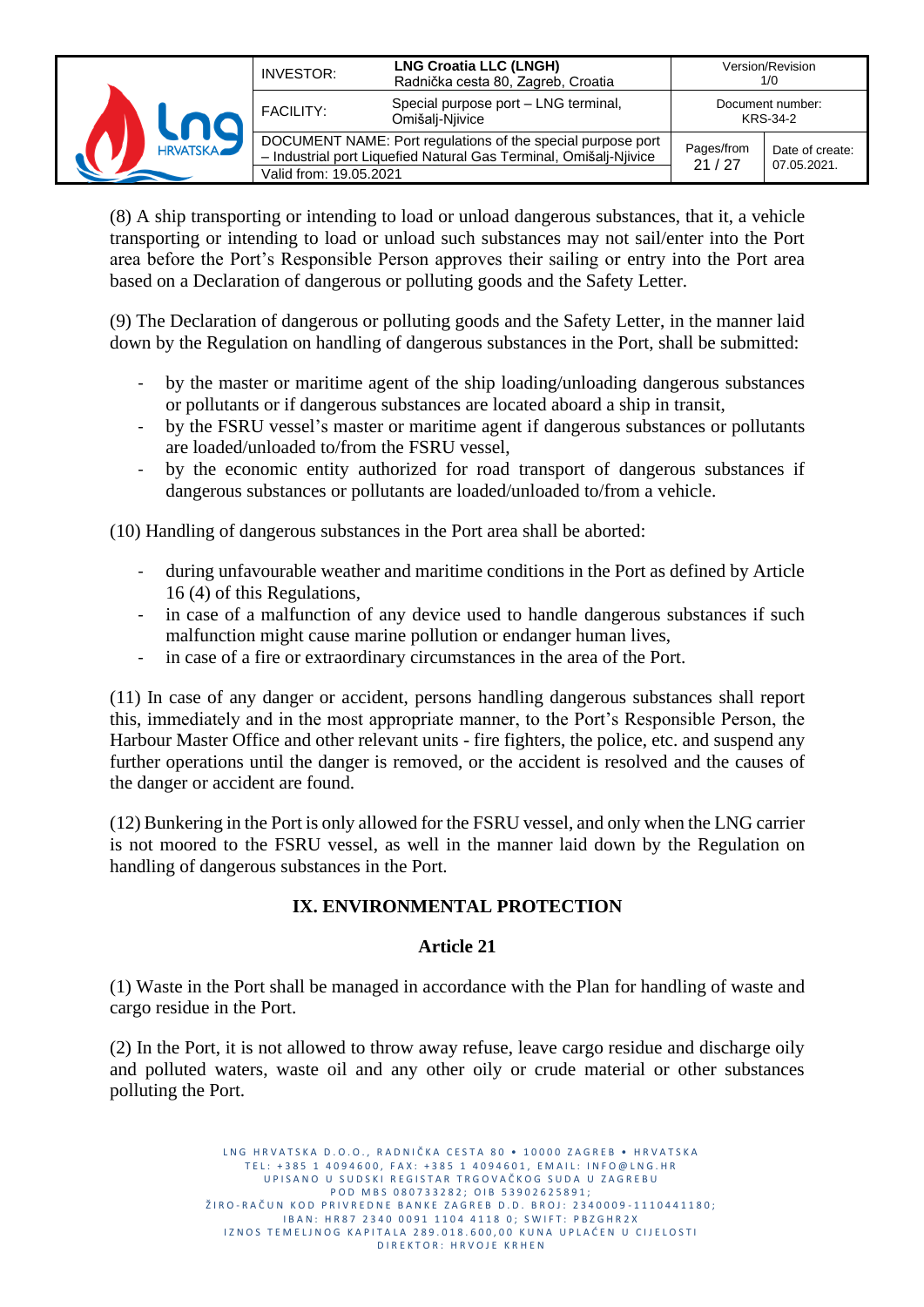(8) A ship transporting or intending to load or unload dangerous substances, that it, a vehicle transporting or intending to load or unload such substances may not sail/enter into the Port area before the Port's Responsible Person approves their sailing or entry into the Port area based on a Declaration of dangerous or polluting goods and the Safety Letter.

(9) The Declaration of dangerous or polluting goods and the Safety Letter, in the manner laid down by the Regulation on handling of dangerous substances in the Port, shall be submitted:

- by the master or maritime agent of the ship loading/unloading dangerous substances or pollutants or if dangerous substances are located aboard a ship in transit,
- by the FSRU vessel's master or maritime agent if dangerous substances or pollutants are loaded/unloaded to/from the FSRU vessel,
- by the economic entity authorized for road transport of dangerous substances if dangerous substances or pollutants are loaded/unloaded to/from a vehicle.

(10) Handling of dangerous substances in the Port area shall be aborted:

- during unfavourable weather and maritime conditions in the Port as defined by Article 16 (4) of this Regulations,
- in case of a malfunction of any device used to handle dangerous substances if such malfunction might cause marine pollution or endanger human lives,
- in case of a fire or extraordinary circumstances in the area of the Port.

(11) In case of any danger or accident, persons handling dangerous substances shall report this, immediately and in the most appropriate manner, to the Port's Responsible Person, the Harbour Master Office and other relevant units - fire fighters, the police, etc. and suspend any further operations until the danger is removed, or the accident is resolved and the causes of the danger or accident are found.

(12) Bunkering in the Port is only allowed for the FSRU vessel, and only when the LNG carrier is not moored to the FSRU vessel, as well in the manner laid down by the Regulation on handling of dangerous substances in the Port.

## IX. ENVIRONMENTAL PROTECTION

### Article 21

(1) Waste in the Port shall be managed in accordance with the Plan for handling of waste and cargo residue in the Port.

(2) In the Port, it is not allowed to throw away refuse, leave cargo residue and discharge oily and polluted waters, waste oil and any other oily or crude material or other substances polluting the Port.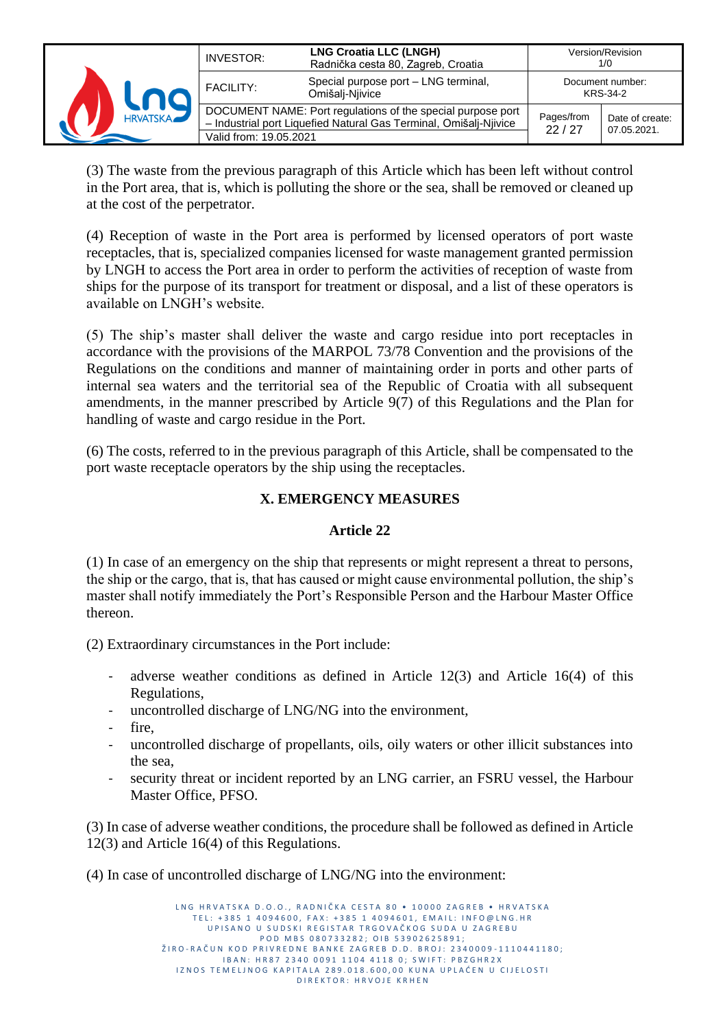(3) The waste from the previous paragraph of this Article which has been left without control in the Port area, that is, which is polluting the shore or the sea, shall be removed or cleaned up at the cost of the perpetrator.

(4) Reception of waste in the Port area is performed by licensed operators of port waste receptacles, that is, specialized companies licensed for waste management granted permission by LNGH to access the Port area in order to perform the activities of reception of waste from ships for the purpose of its transport for treatment or disposal, and a list of these operators is available on LNGH's website.

(5) The ship's master shall deliver the waste and cargo residue into port receptacles in accordance with the provisions of the MARPOL 73/78 Convention and the provisions of the Regulations on the conditions and manner of maintaining order in ports and other parts of internal sea waters and the territorial sea of the Republic of Croatia with all subsequent amendments, in the manner prescribed by Article 9(7) of this Regulations and the Plan for handling of waste and cargo residue in the Port.

(6) The costs, referred to in the previous paragraph of this Article, shall be compensated to the port waste receptacle operators by the ship using the receptacles.

## X. EMERGENCY MEASURES

### Article 22

(1) In case of an emergency on the ship that represents or might represent a threat to persons, the ship or the cargo, that is, that has caused or might cause environmental pollution, the ship's master shall notify immediately the Port's Responsible Person and the Harbour Master Office thereon.

(2) Extraordinary circumstances in the Port include:

- adverse weather conditions as defined in Article 12(3) and Article 16(4) of this Regulations,
- uncontrolled discharge of LNG/NG into the environment,
- fire,
- uncontrolled discharge of propellants, oils, oily waters or other illicit substances into the sea,
- security threat or incident reported by an LNG carrier, an FSRU vessel, the Harbour Master Office, PFSO.

(3) In case of adverse weather conditions, the procedure shall be followed as defined in Article 12(3) and Article 16(4) of this Regulations.

(4) In case of uncontrolled discharge of LNG/NG into the environment: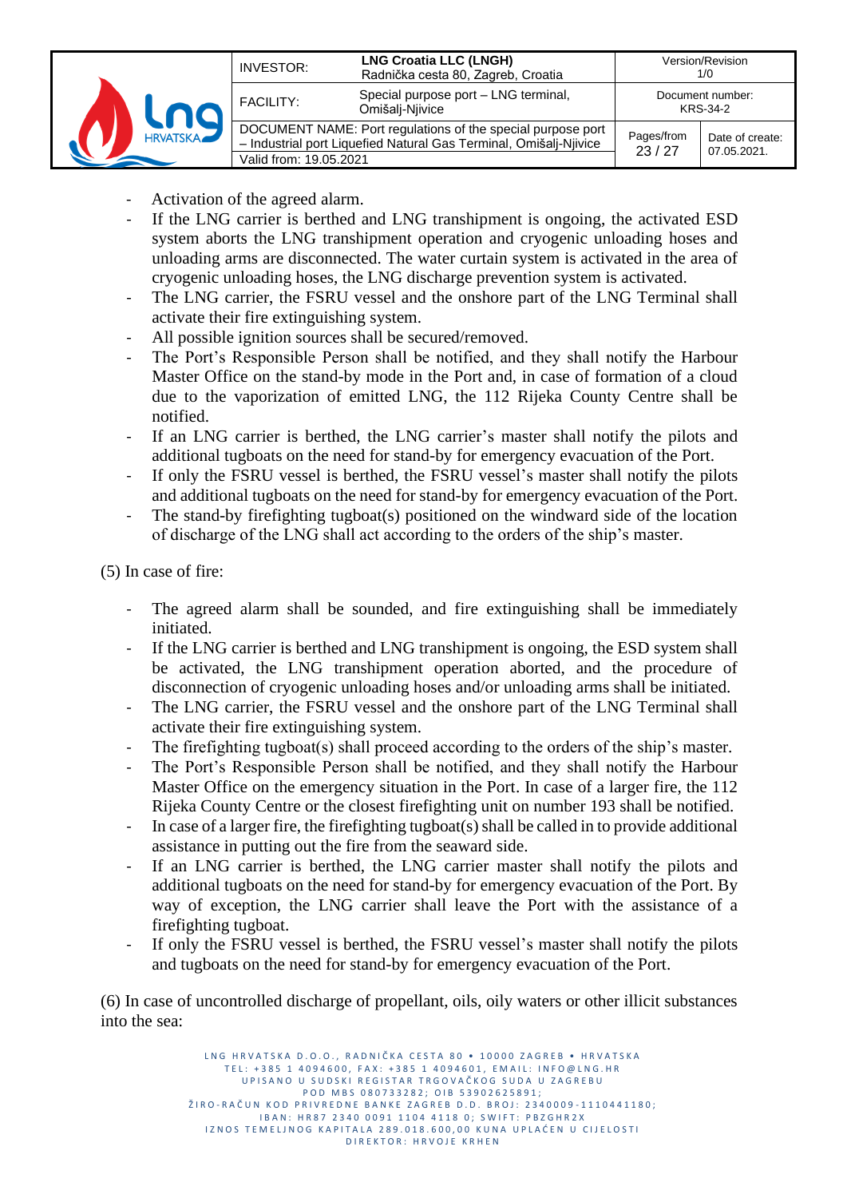- Activation of the agreed alarm.
- If the LNG carrier is berthed and LNG transhipment is ongoing, the activated ESD system aborts the LNG transhipment operation and cryogenic unloading hoses and unloading arms are disconnected. The water curtain system is activated in the area of cryogenic unloading hoses, the LNG discharge prevention system is activated.
- The LNG carrier, the FSRU vessel and the onshore part of the LNG Terminal shall activate their fire extinguishing system.
- All possible ignition sources shall be secured/removed.
- The Port's Responsible Person shall be notified, and they shall notify the Harbour Master Office on the stand-by mode in the Port and, in case of formation of a cloud due to the vaporization of emitted LNG, the 112 Rijeka County Centre shall be notified.
- If an LNG carrier is berthed, the LNG carrier's master shall notify the pilots and additional tugboats on the need for stand-by for emergency evacuation of the Port.
- If only the FSRU vessel is berthed, the FSRU vessel's master shall notify the pilots and additional tugboats on the need for stand-by for emergency evacuation of the Port.
- The stand-by firefighting tugboat(s) positioned on the windward side of the location of discharge of the LNG shall act according to the orders of the ship's master.

(5) In case of fire:

- The agreed alarm shall be sounded, and fire extinguishing shall be immediately initiated.
- If the LNG carrier is berthed and LNG transhipment is ongoing, the ESD system shall be activated, the LNG transhipment operation aborted, and the procedure of disconnection of cryogenic unloading hoses and/or unloading arms shall be initiated.
- The LNG carrier, the FSRU vessel and the onshore part of the LNG Terminal shall activate their fire extinguishing system.
- The firefighting tugboat(s) shall proceed according to the orders of the ship's master.
- The Port's Responsible Person shall be notified, and they shall notify the Harbour Master Office on the emergency situation in the Port. In case of a larger fire, the 112 Rijeka County Centre or the closest firefighting unit on number 193 shall be notified.
- In case of a larger fire, the firefighting tugboat(s) shall be called in to provide additional assistance in putting out the fire from the seaward side.
- If an LNG carrier is berthed, the LNG carrier master shall notify the pilots and additional tugboats on the need for stand-by for emergency evacuation of the Port. By way of exception, the LNG carrier shall leave the Port with the assistance of a firefighting tugboat.
- If only the FSRU vessel is berthed, the FSRU vessel's master shall notify the pilots and tugboats on the need for stand-by for emergency evacuation of the Port.

(6) In case of uncontrolled discharge of propellant, oils, oily waters or other illicit substances into the sea: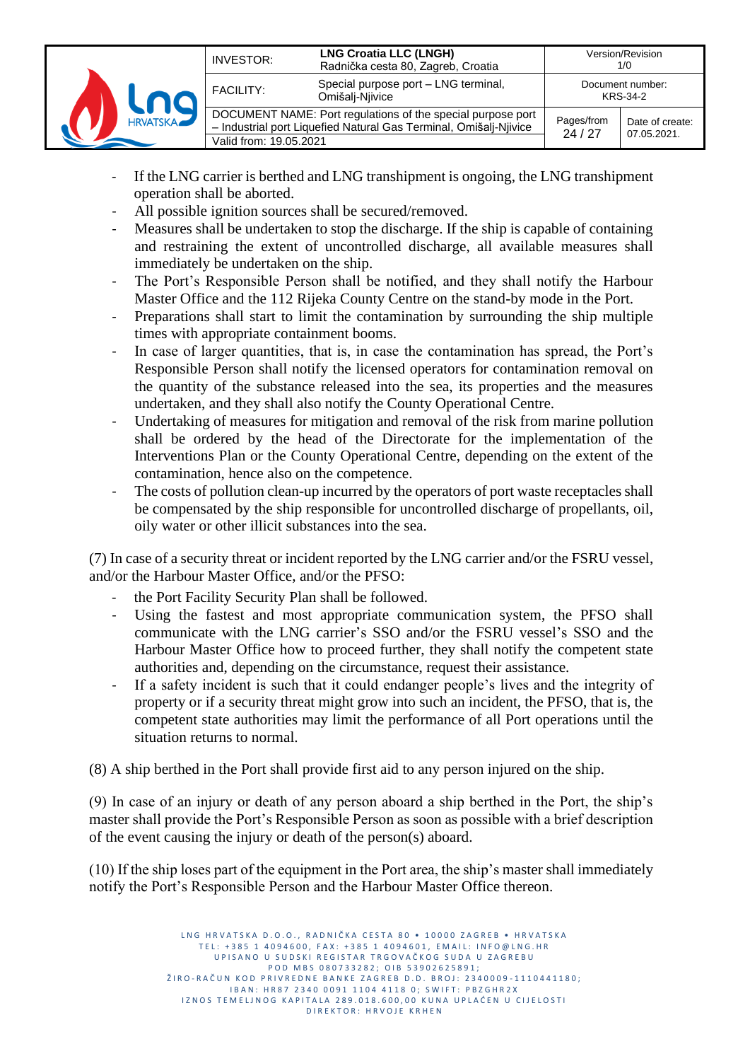- If the LNG carrier is berthed and LNG transhipment is ongoing, the LNG transhipment operation shall be aborted.
- All possible ignition sources shall be secured/removed.
- Measures shall be undertaken to stop the discharge. If the ship is capable of containing and restraining the extent of uncontrolled discharge, all available measures shall immediately be undertaken on the ship.
- The Port's Responsible Person shall be notified, and they shall notify the Harbour Master Office and the 112 Rijeka County Centre on the stand-by mode in the Port.
- Preparations shall start to limit the contamination by surrounding the ship multiple times with appropriate containment booms.
- In case of larger quantities, that is, in case the contamination has spread, the Port's Responsible Person shall notify the licensed operators for contamination removal on the quantity of the substance released into the sea, its properties and the measures undertaken, and they shall also notify the County Operational Centre.
- Undertaking of measures for mitigation and removal of the risk from marine pollution shall be ordered by the head of the Directorate for the implementation of the Interventions Plan or the County Operational Centre, depending on the extent of the contamination, hence also on the competence.
- The costs of pollution clean-up incurred by the operators of port waste receptacles shall be compensated by the ship responsible for uncontrolled discharge of propellants, oil, oily water or other illicit substances into the sea.

(7) In case of a security threat or incident reported by the LNG carrier and/or the FSRU vessel, and/or the Harbour Master Office, and/or the PFSO:

- the Port Facility Security Plan shall be followed.
- Using the fastest and most appropriate communication system, the PFSO shall communicate with the LNG carrier's SSO and/or the FSRU vessel's SSO and the Harbour Master Office how to proceed further, they shall notify the competent state authorities and, depending on the circumstance, request their assistance.
- If a safety incident is such that it could endanger people's lives and the integrity of property or if a security threat might grow into such an incident, the PFSO, that is, the competent state authorities may limit the performance of all Port operations until the situation returns to normal.

(8) A ship berthed in the Port shall provide first aid to any person injured on the ship.

(9) In case of an injury or death of any person aboard a ship berthed in the Port, the ship's master shall provide the Port's Responsible Person as soon as possible with a brief description of the event causing the injury or death of the person(s) aboard.

(10) If the ship loses part of the equipment in the Port area, the ship's master shall immediately notify the Port's Responsible Person and the Harbour Master Office thereon.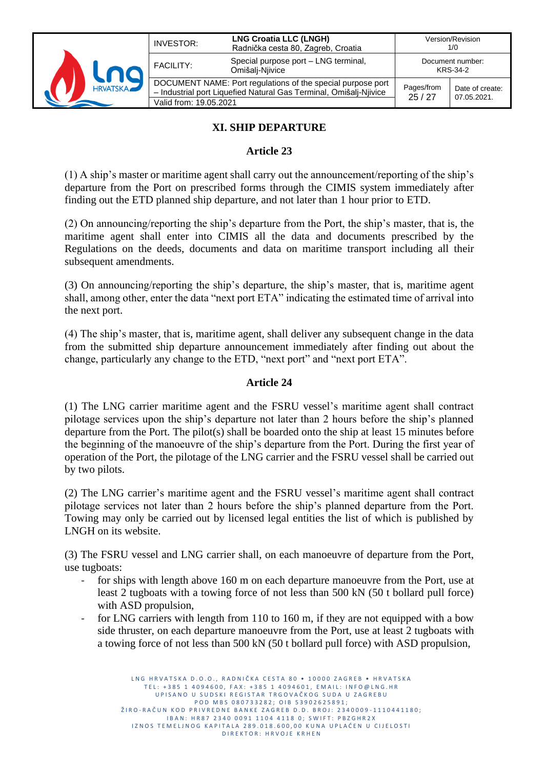## XI. SHIP DEPARTURE

### Article 23

(1) A ship's master or maritime agent shall carry out the announcement/reporting of the ship's departure from the Port on prescribed forms through the CIMIS system immediately after finding out the ETD planned ship departure, and not later than 1 hour prior to ETD.

(2) On announcing/reporting the ship's departure from the Port, the ship's master, that is, the maritime agent shall enter into CIMIS all the data and documents prescribed by the Regulations on the deeds, documents and data on maritime transport including all their subsequent amendments.

(3) On announcing/reporting the ship's departure, the ship's master, that is, maritime agent shall, among other, enter the data "next port ETA" indicating the estimated time of arrival into the next port.

(4) The ship's master, that is, maritime agent, shall deliver any subsequent change in the data from the submitted ship departure announcement immediately after finding out about the change, particularly any change to the ETD, "next port" and "next port ETA".

### Article 24

(1) The LNG carrier maritime agent and the FSRU vessel's maritime agent shall contract pilotage services upon the ship's departure not later than 2 hours before the ship's planned departure from the Port. The pilot(s) shall be boarded onto the ship at least 15 minutes before the beginning of the manoeuvre of the ship's departure from the Port. During the first year of operation of the Port, the pilotage of the LNG carrier and the FSRU vessel shall be carried out by two pilots.

(2) The LNG carrier's maritime agent and the FSRU vessel's maritime agent shall contract pilotage services not later than 2 hours before the ship's planned departure from the Port. Towing may only be carried out by licensed legal entities the list of which is published by LNGH on its website.

(3) The FSRU vessel and LNG carrier shall, on each manoeuvre of departure from the Port, use tugboats:

- for ships with length above 160 m on each departure manoeuvre from the Port, use at least 2 tugboats with a towing force of not less than 500 kN (50 t bollard pull force) with ASD propulsion,
- for LNG carriers with length from 110 to 160 m, if they are not equipped with a bow side thruster, on each departure manoeuvre from the Port, use at least 2 tugboats with a towing force of not less than 500 kN (50 t bollard pull force) with ASD propulsion,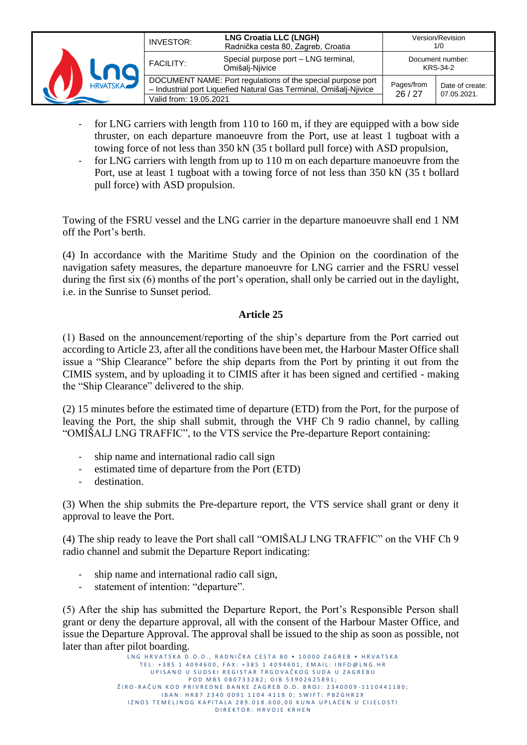- for LNG carriers with length from 110 to 160 m, if they are equipped with a bow side thruster, on each departure manoeuvre from the Port, use at least 1 tugboat with a towing force of not less than 350 kN (35 t bollard pull force) with ASD propulsion,
- for LNG carriers with length from up to 110 m on each departure manoeuvre from the Port, use at least 1 tugboat with a towing force of not less than 350 kN (35 t bollard pull force) with ASD propulsion.

Towing of the FSRU vessel and the LNG carrier in the departure manoeuvre shall end 1 NM off the Port's berth.

(4) In accordance with the Maritime Study and the Opinion on the coordination of the navigation safety measures, the departure manoeuvre for LNG carrier and the FSRU vessel during the first six (6) months of the port's operation, shall only be carried out in the daylight, i.e. in the Sunrise to Sunset period.

### Article 25

(1) Based on the announcement/reporting of the ship's departure from the Port carried out according to Article 23, after all the conditions have been met, the Harbour Master Office shall issue a "Ship Clearance" before the ship departs from the Port by printing it out from the CIMIS system, and by uploading it to CIMIS after it has been signed and certified - making the "Ship Clearance" delivered to the ship.

(2) 15 minutes before the estimated time of departure (ETD) from the Port, for the purpose of leaving the Port, the ship shall submit, through the VHF Ch 9 radio channel, by calling "OMIŠALJ LNG TRAFFIC", to the VTS service the Pre-departure Report containing:

- ship name and international radio call sign
- estimated time of departure from the Port (ETD)
- destination.

(3) When the ship submits the Pre-departure report, the VTS service shall grant or deny it approval to leave the Port.

(4) The ship ready to leave the Port shall call "OMIŠALJ LNG TRAFFIC" on the VHF Ch 9 radio channel and submit the Departure Report indicating:

- ship name and international radio call sign,
- statement of intention: "departure".

(5) After the ship has submitted the Departure Report, the Port's Responsible Person shall grant or deny the departure approval, all with the consent of the Harbour Master Office, and issue the Departure Approval. The approval shall be issued to the ship as soon as possible, not later than after pilot boarding.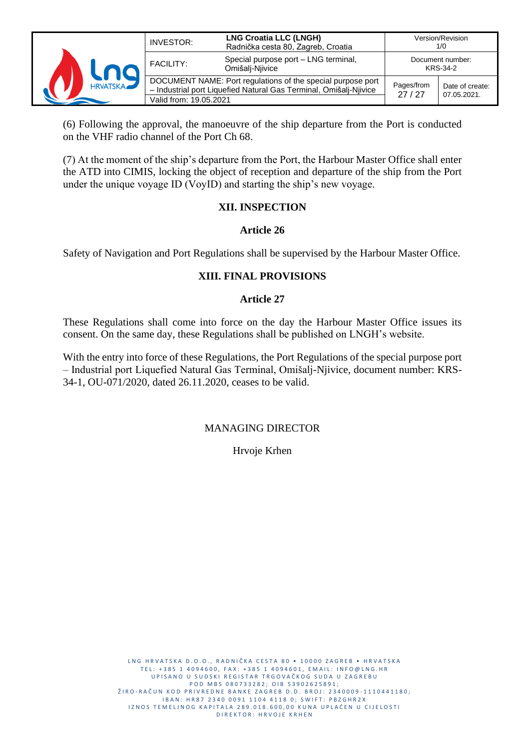(6) Following the approval, the manoeuvre of the ship departure from the Port is conducted on the VHF radio channel of the Port Ch 68.

(7) At the moment of the ship's departure from the Port, the Harbour Master Office shall enter the ATD into CIMIS, locking the object of reception and departure of the ship from the Port under the unique voyage ID (VoyID) and starting the ship's new voyage.

## XII. INSPECTION

### Article 26

Safety of Navigation and Port Regulations shall be supervised by the Harbour Master Office.

## XIII. FINAL PROVISIONS

### Article 27

These Regulations shall come into force on the day the Harbour Master Office issues its consent. On the same day, these Regulations shall be published on LNGH's website.

With the entry into force of these Regulations, the Port Regulations of the special purpose port – Industrial port Liquefied Natural Gas Terminal, Omišalj-Njivice, document number: KRS-34-1, OU-071/2020, dated 26.11.2020, ceases to be valid.

MANAGING DIRECTOR

Hrvoje Krhen